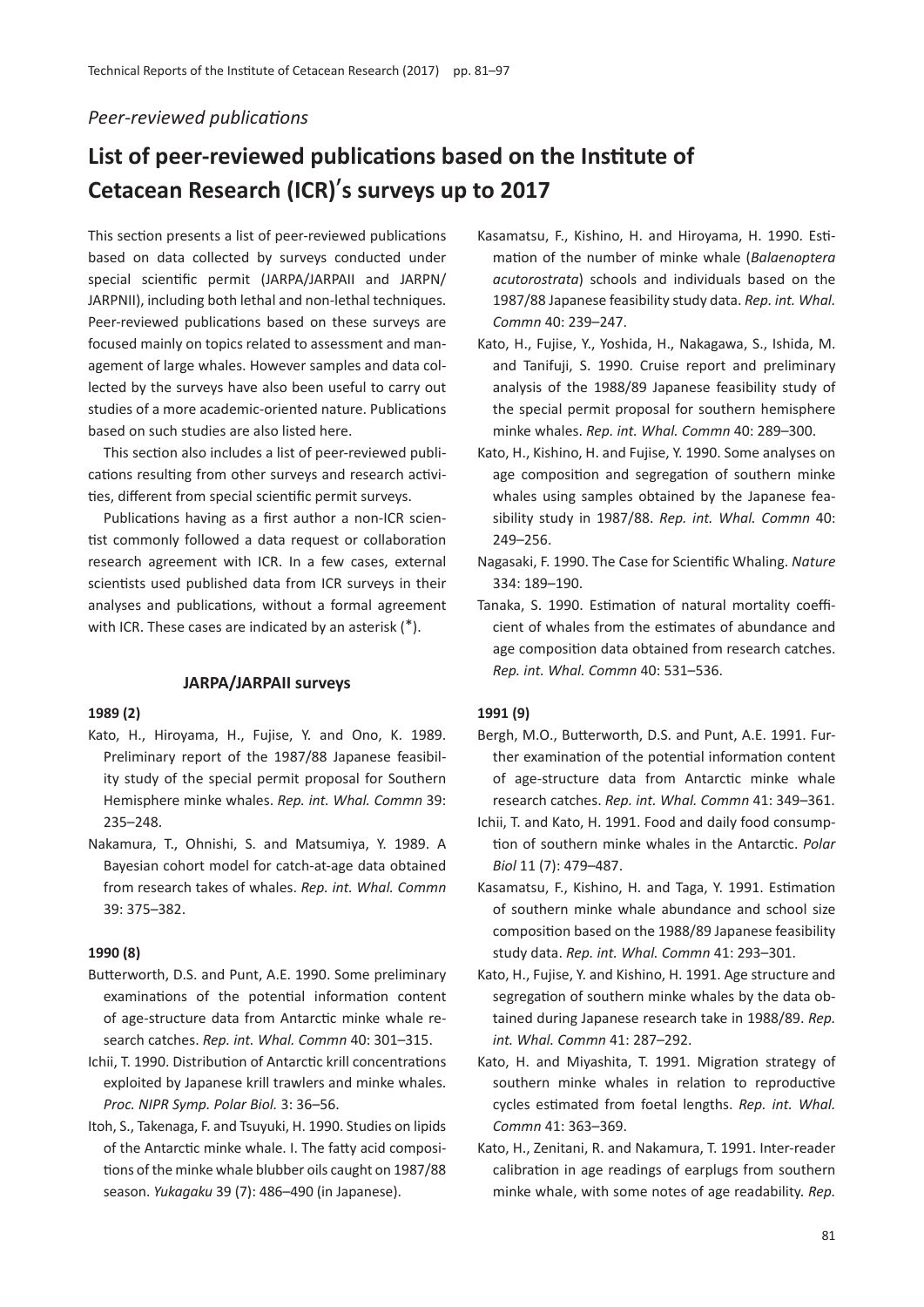*Peer-reviewed publications*

# List of peer-reviewed publications based on the Institute of Cetacean Research (ICR)'s surveys up to 2017

This section presents a list of peer-reviewed publications based on data collected by surveys conducted under special scientific permit (JARPA/JARPAII and JARPN/JARPNII), including both lethal and non-lethal techniques. Peer-reviewed publications based on these surveys are focused mainly on topics related to assessment and management of large whales. However samples and data collected by the surveys have also been useful to carry out studies of a more academic-oriented nature. Publications based on such studies are also listed here.

This section also includes a list of peer-reviewed publications resulting from other surveys and research activities, different from special scientific permit surveys.

Publications having as a first author a non-ICR scientist commonly followed a data request or collaboration research agreement with ICR. In a few cases, external scientists used published data from ICR surveys in their analyses and publications, without a formal agreement with ICR. These cases are indicated by an asterisk (*).

## JARPA/JARPAII surveys

### 1989 (2)

Kato, H., Hiroyama, H., Fujise, Y. and Ono, K. 1989. Preliminary report of the 1987/88 Japanese feasibility study of the special permit proposal for Southern Hemisphere minke whales. *Rep. int. Whal. Commn* 39: 235–248.

Nakamura, T., Ohnishi, S. and Matsumiya, Y. 1989. A Bayesian cohort model for catch-at-age data obtained from research takes of whales. *Rep. int. Whal. Commn* 39: 375–382.

### 1990 (8)

Butterworth, D.S. and Punt, A.E. 1990. Some preliminary examinations of the potential information content of age-structure data from Antarctic minke whale research catches. *Rep. int. Whal. Commn* 40: 301–315.

Ichii, T. 1990. Distribution of Antarctic krill concentrations exploited by Japanese krill trawlers and minke whales. *Proc. NIPR Symp. Polar Biol.* 3: 36–56.

Itoh, S., Takenaga, F. and Tsuyuki, H. 1990. Studies on lipids of the Antarctic minke whale. I. The fatty acid compositions of the minke whale blubber oils caught on 1987/88 season. *Yukagaku* 39 (7): 486–490 (in Japanese).

Kasamatsu, F., Kishino, H. and Hiroyama, H. 1990. Estimation of the number of minke whale (*Balaenoptera acutorostrata*) schools and individuals based on the 1987/88 Japanese feasibility study data. *Rep. int. Whal. Commn* 40: 239–247.

Kato, H., Fujise, Y., Yoshida, H., Nakagawa, S., Ishida, M. and Tanifuji, S. 1990. Cruise report and preliminary analysis of the 1988/89 Japanese feasibility study of the special permit proposal for southern hemisphere minke whales. *Rep. int. Whal. Commn* 40: 289–300.

Kato, H., Kishino, H. and Fujise, Y. 1990. Some analyses on age composition and segregation of southern minke whales using samples obtained by the Japanese feasibility study in 1987/88. *Rep. int. Whal. Commn* 40: 249–256.

Nagasaki, F. 1990. The Case for Scientific Whaling. *Nature* 334: 189–190.

Tanaka, S. 1990. Estimation of natural mortality coefficient of whales from the estimates of abundance and age composition data obtained from research catches. *Rep. int. Whal. Commn* 40: 531–536.

### 1991 (9)

Bergh, M.O., Butterworth, D.S. and Punt, A.E. 1991. Further examination of the potential information content of age-structure data from Antarctic minke whale research catches. *Rep. int. Whal. Commn* 41: 349–361.

Ichii, T. and Kato, H. 1991. Food and daily food consumption of southern minke whales in the Antarctic. *Polar Biol* 11 (7): 479–487.

Kasamatsu, F., Kishino, H. and Taga, Y. 1991. Estimation of southern minke whale abundance and school size composition based on the 1988/89 Japanese feasibility study data. *Rep. int. Whal. Commn* 41: 293–301.

Kato, H., Fujise, Y. and Kishino, H. 1991. Age structure and segregation of southern minke whales by the data obtained during Japanese research take in 1988/89. *Rep. int. Whal. Commn* 41: 287–292.

Kato, H. and Miyashita, T. 1991. Migration strategy of southern minke whales in relation to reproductive cycles estimated from foetal lengths. *Rep. int. Whal. Commn* 41: 363–369.

Kato, H., Zenitani, R. and Nakamura, T. 1991. Inter-reader calibration in age readings of earplugs from southern minke whale, with some notes of age readability. *Rep.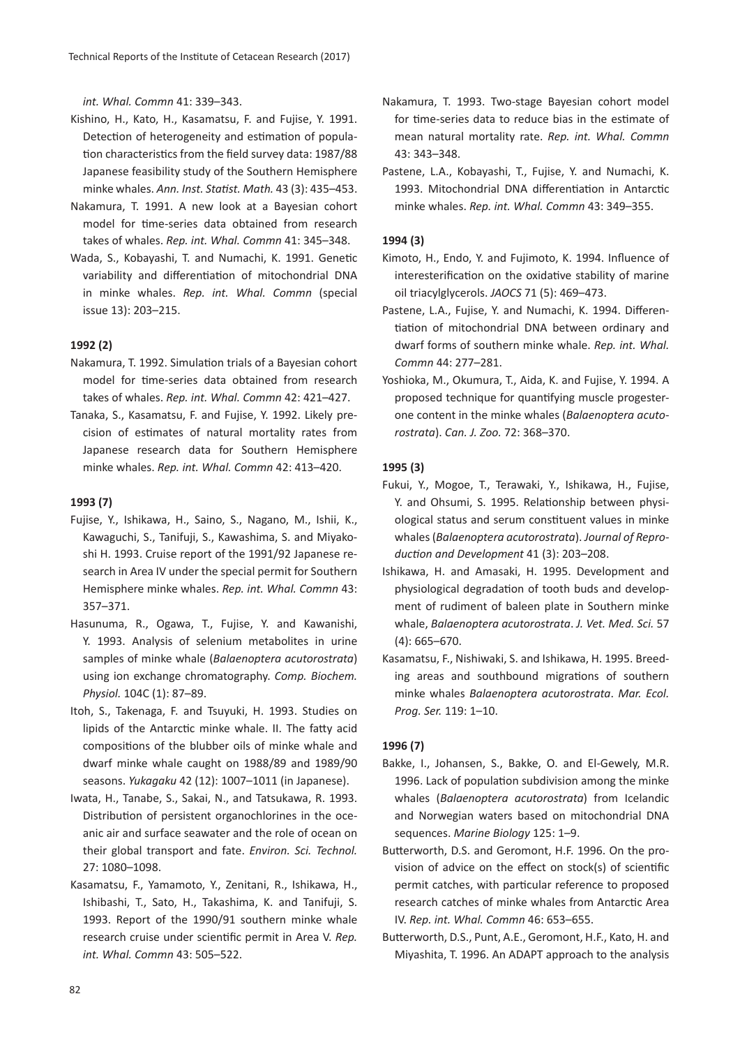*int. Whal. Commn* 41: 339–343.

Kishino, H., Kato, H., Kasamatsu, F. and Fujise, Y. 1991. Detection of heterogeneity and estimation of population characteristics from the field survey data: 1987/88 Japanese feasibility study of the Southern Hemisphere minke whales. *Ann. Inst. Statist. Math.* 43 (3): 435–453.

Nakamura, T. 1991. A new look at a Bayesian cohort model for time-series data obtained from research takes of whales. *Rep. int. Whal. Commn* 41: 345–348.

Wada, S., Kobayashi, T. and Numachi, K. 1991. Genetic variability and differentiation of mitochondrial DNA in minke whales. *Rep. int. Whal. Commn* (special issue 13): 203–215.

**1992 (2)**

Nakamura, T. 1992. Simulation trials of a Bayesian cohort model for time-series data obtained from research takes of whales. *Rep. int. Whal. Commn* 42: 421–427.

Tanaka, S., Kasamatsu, F. and Fujise, Y. 1992. Likely precision of estimates of natural mortality rates from Japanese research data for Southern Hemisphere minke whales. *Rep. int. Whal. Commn* 42: 413–420.

**1993 (7)**

Fujise, Y., Ishikawa, H., Saino, S., Nagano, M., Ishii, K., Kawaguchi, S., Tanifuji, S., Kawashima, S. and Miyakoshi H. 1993. Cruise report of the 1991/92 Japanese research in Area IV under the special permit for Southern Hemisphere minke whales. *Rep. int. Whal. Commn* 43: 357–371.

Hasunuma, R., Ogawa, T., Fujise, Y. and Kawanishi, Y. 1993. Analysis of selenium metabolites in urine samples of minke whale (*Balaenoptera acutorostrata*) using ion exchange chromatography. *Comp. Biochem. Physiol.* 104C (1): 87–89.

Itoh, S., Takenaga, F. and Tsuyuki, H. 1993. Studies on lipids of the Antarctic minke whale. II. The fatty acid compositions of the blubber oils of minke whale and dwarf minke whale caught on 1988/89 and 1989/90 seasons. *Yukagaku* 42 (12): 1007–1011 (in Japanese).

Iwata, H., Tanabe, S., Sakai, N., and Tatsukawa, R. 1993. Distribution of persistent organochlorines in the oceanic air and surface seawater and the role of ocean on their global transport and fate. *Environ. Sci. Technol.* 27: 1080–1098.

Kasamatsu, F., Yamamoto, Y., Zenitani, R., Ishikawa, H., Ishibashi, T., Sato, H., Takashima, K. and Tanifuji, S. 1993. Report of the 1990/91 southern minke whale research cruise under scientific permit in Area V. *Rep. int. Whal. Commn* 43: 505–522.

Nakamura, T. 1993. Two-stage Bayesian cohort model for time-series data to reduce bias in the estimate of mean natural mortality rate. *Rep. int. Whal. Commn* 43: 343–348.

Pastene, L.A., Kobayashi, T., Fujise, Y. and Numachi, K. 1993. Mitochondrial DNA differentiation in Antarctic minke whales. *Rep. int. Whal. Commn* 43: 349–355.

**1994 (3)**

Kimoto, H., Endo, Y. and Fujimoto, K. 1994. Influence of interesterification on the oxidative stability of marine oil triacylglycerols. *JAOCS* 71 (5): 469–473.

Pastene, L.A., Fujise, Y. and Numachi, K. 1994. Differentiation of mitochondrial DNA between ordinary and dwarf forms of southern minke whale. *Rep. int. Whal. Commn* 44: 277–281.

Yoshioka, M., Okumura, T., Aida, K. and Fujise, Y. 1994. A proposed technique for quantifying muscle progesterone content in the minke whales (*Balaenoptera acutorostrata*). *Can. J. Zoo.* 72: 368–370.

**1995 (3)**

Fukui, Y., Mogoe, T., Terawaki, Y., Ishikawa, H., Fujise, Y. and Ohsumi, S. 1995. Relationship between physiological status and serum constituent values in minke whales (*Balaenoptera acutorostrata*). *Journal of Reproduction and Development* 41 (3): 203–208.

Ishikawa, H. and Amasaki, H. 1995. Development and physiological degradation of tooth buds and development of rudiment of baleen plate in Southern minke whale, *Balaenoptera acutorostrata*. *J. Vet. Med. Sci.* 57 (4): 665–670.

Kasamatsu, F., Nishiwaki, S. and Ishikawa, H. 1995. Breeding areas and southbound migrations of southern minke whales *Balaenoptera acutorostrata*. *Mar. Ecol. Prog. Ser.* 119: 1–10.

**1996 (7)**

Bakke, I., Johansen, S., Bakke, O. and El-Gewely, M.R. 1996. Lack of population subdivision among the minke whales (*Balaenoptera acutorostrata*) from Icelandic and Norwegian waters based on mitochondrial DNA sequences. *Marine Biology* 125: 1–9.

Butterworth, D.S. and Geromont, H.F. 1996. On the provision of advice on the effect on stock(s) of scientific permit catches, with particular reference to proposed research catches of minke whales from Antarctic Area IV. *Rep. int. Whal. Commn* 46: 653–655.

Butterworth, D.S., Punt, A.E., Geromont, H.F., Kato, H. and Miyashita, T. 1996. An ADAPT approach to the analysis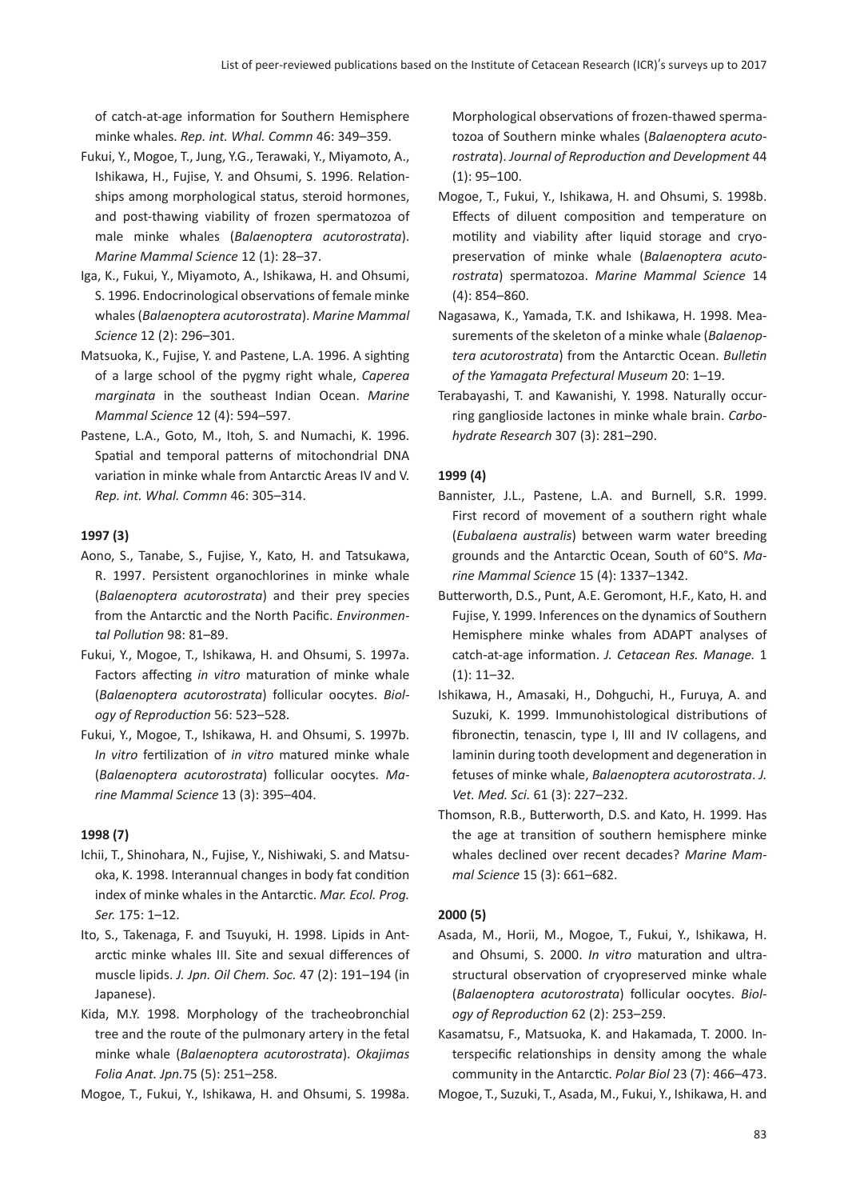of catch-at-age information for Southern Hemisphere minke whales. *Rep. int. Whal. Commn* 46: 349–359.

Fukui, Y., Mogoe, T., Jung, Y.G., Terawaki, Y., Miyamoto, A., Ishikawa, H., Fujise, Y. and Ohsumi, S. 1996. Relationships among morphological status, steroid hormones, and post-thawing viability of frozen spermatozoa of male minke whales (*Balaenoptera acutorostrata*). *Marine Mammal Science* 12 (1): 28–37.

Iga, K., Fukui, Y., Miyamoto, A., Ishikawa, H. and Ohsumi, S. 1996. Endocrinological observations of female minke whales (*Balaenoptera acutorostrata*). *Marine Mammal Science* 12 (2): 296–301.

Matsuoka, K., Fujise, Y. and Pastene, L.A. 1996. A sighting of a large school of the pygmy right whale, *Caperea marginata* in the southeast Indian Ocean. *Marine Mammal Science* 12 (4): 594–597.

Pastene, L.A., Goto, M., Itoh, S. and Numachi, K. 1996. Spatial and temporal patterns of mitochondrial DNA variation in minke whale from Antarctic Areas IV and V. *Rep. int. Whal. Commn* 46: 305–314.

**1997 (3)**

Aono, S., Tanabe, S., Fujise, Y., Kato, H. and Tatsukawa, R. 1997. Persistent organochlorines in minke whale (*Balaenoptera acutorostrata*) and their prey species from the Antarctic and the North Pacific. *Environmental Pollution* 98: 81–89.

Fukui, Y., Mogoe, T., Ishikawa, H. and Ohsumi, S. 1997a. Factors affecting *in vitro* maturation of minke whale (*Balaenoptera acutorostrata*) follicular oocytes. *Biology of Reproduction* 56: 523–528.

Fukui, Y., Mogoe, T., Ishikawa, H. and Ohsumi, S. 1997b. *In vitro* fertilization of *in vitro* matured minke whale (*Balaenoptera acutorostrata*) follicular oocytes. *Marine Mammal Science* 13 (3): 395–404.

**1998 (7)**

Ichii, T., Shinohara, N., Fujise, Y., Nishiwaki, S. and Matsuoka, K. 1998. Interannual changes in body fat condition index of minke whales in the Antarctic. *Mar. Ecol. Prog. Ser.* 175: 1–12.

Ito, S., Takenaga, F. and Tsuyuki, H. 1998. Lipids in Antarctic minke whales III. Site and sexual differences of muscle lipids. *J. Jpn. Oil Chem. Soc.* 47 (2): 191–194 (in Japanese).

Kida, M.Y. 1998. Morphology of the tracheobronchial tree and the route of the pulmonary artery in the fetal minke whale (*Balaenoptera acutorostrata*). *Okajimas Folia Anat. Jpn.*75 (5): 251–258.

Mogoe, T., Fukui, Y., Ishikawa, H. and Ohsumi, S. 1998a. Morphological observations of frozen-thawed spermatozoa of Southern minke whales (*Balaenoptera acutorostrata*). *Journal of Reproduction and Development* 44 (1): 95–100.

Mogoe, T., Fukui, Y., Ishikawa, H. and Ohsumi, S. 1998b. Effects of diluent composition and temperature on motility and viability after liquid storage and cryopreservation of minke whale (*Balaenoptera acutorostrata*) spermatozoa. *Marine Mammal Science* 14 (4): 854–860.

Nagasawa, K., Yamada, T.K. and Ishikawa, H. 1998. Measurements of the skeleton of a minke whale (*Balaenoptera acutorostrata*) from the Antarctic Ocean. *Bulletin of the Yamagata Prefectural Museum* 20: 1–19.

Terabayashi, T. and Kawanishi, Y. 1998. Naturally occurring ganglioside lactones in minke whale brain. *Carbohydrate Research* 307 (3): 281–290.

**1999 (4)**

Bannister, J.L., Pastene, L.A. and Burnell, S.R. 1999. First record of movement of a southern right whale (*Eubalaena australis*) between warm water breeding grounds and the Antarctic Ocean, South of 60°S. *Marine Mammal Science* 15 (4): 1337–1342.

Butterworth, D.S., Punt, A.E. Geromont, H.F., Kato, H. and Fujise, Y. 1999. Inferences on the dynamics of Southern Hemisphere minke whales from ADAPT analyses of catch-at-age information. *J. Cetacean Res. Manage.* 1 (1): 11–32.

Ishikawa, H., Amasaki, H., Dohguchi, H., Furuya, A. and Suzuki, K. 1999. Immunohistological distributions of fibronectin, tenascin, type I, III and IV collagens, and laminin during tooth development and degeneration in fetuses of minke whale, *Balaenoptera acutorostrata*. *J. Vet. Med. Sci.* 61 (3): 227–232.

Thomson, R.B., Butterworth, D.S. and Kato, H. 1999. Has the age at transition of southern hemisphere minke whales declined over recent decades? *Marine Mammal Science* 15 (3): 661–682.

**2000 (5)**

Asada, M., Horii, M., Mogoe, T., Fukui, Y., Ishikawa, H. and Ohsumi, S. 2000. *In vitro* maturation and ultrastructural observation of cryopreserved minke whale (*Balaenoptera acutorostrata*) follicular oocytes. *Biology of Reproduction* 62 (2): 253–259.

Kasamatsu, F., Matsuoka, K. and Hakamada, T. 2000. Interspecific relationships in density among the whale community in the Antarctic. *Polar Biol* 23 (7): 466–473.

Mogoe, T., Suzuki, T., Asada, M., Fukui, Y., Ishikawa, H. and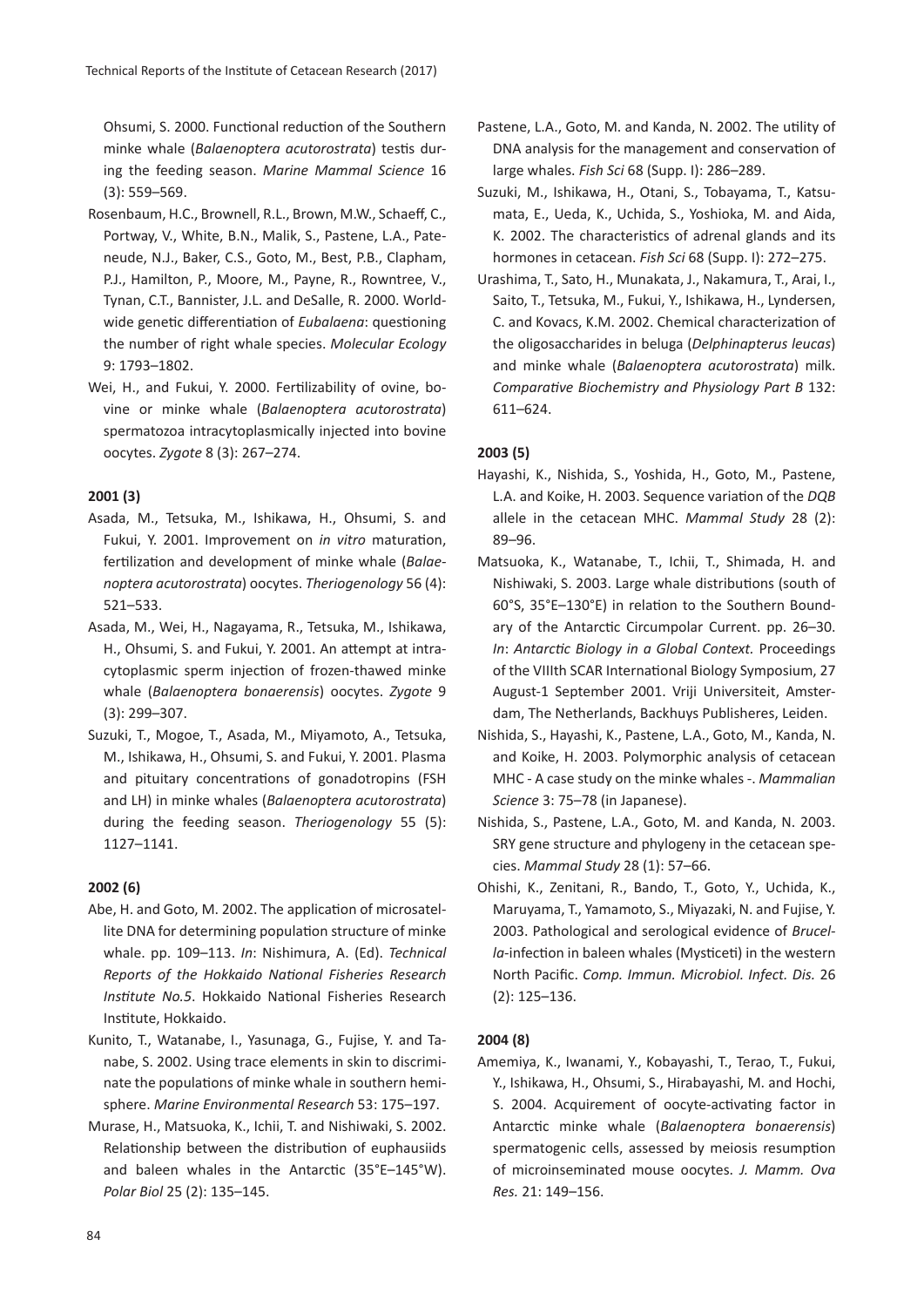Ohsumi, S. 2000. Functional reduction of the Southern minke whale (*Balaenoptera acutorostrata*) testis during the feeding season. *Marine Mammal Science* 16 (3): 559–569.

Rosenbaum, H.C., Brownell, R.L., Brown, M.W., Schaeff, C., Portway, V., White, B.N., Malik, S., Pastene, L.A., Pateneude, N.J., Baker, C.S., Goto, M., Best, P.B., Clapham, P.J., Hamilton, P., Moore, M., Payne, R., Rowntree, V., Tynan, C.T., Bannister, J.L. and DeSalle, R. 2000. Worldwide genetic differentiation of *Eubalaena*: questioning the number of right whale species. *Molecular Ecology* 9: 1793–1802.

Wei, H., and Fukui, Y. 2000. Fertilizability of ovine, bovine or minke whale (*Balaenoptera acutorostrata*) spermatozoa intracytoplasmically injected into bovine oocytes. *Zygote* 8 (3): 267–274.

**2001 (3)**

Asada, M., Tetsuka, M., Ishikawa, H., Ohsumi, S. and Fukui, Y. 2001. Improvement on *in vitro* maturation, fertilization and development of minke whale (*Balaenoptera acutorostrata*) oocytes. *Theriogenology* 56 (4): 521–533.

Asada, M., Wei, H., Nagayama, R., Tetsuka, M., Ishikawa, H., Ohsumi, S. and Fukui, Y. 2001. An attempt at intracytoplasmic sperm injection of frozen-thawed minke whale (*Balaenoptera bonaerensis*) oocytes. *Zygote* 9 (3): 299–307.

Suzuki, T., Mogoe, T., Asada, M., Miyamoto, A., Tetsuka, M., Ishikawa, H., Ohsumi, S. and Fukui, Y. 2001. Plasma and pituitary concentrations of gonadotropins (FSH and LH) in minke whales (*Balaenoptera acutorostrata*) during the feeding season. *Theriogenology* 55 (5): 1127–1141.

**2002 (6)**

Abe, H. and Goto, M. 2002. The application of microsatellite DNA for determining population structure of minke whale. pp. 109–113. *In*: Nishimura, A. (Ed). *Technical Reports of the Hokkaido National Fisheries Research Institute No.5*. Hokkaido National Fisheries Research Institute, Hokkaido.

Kunito, T., Watanabe, I., Yasunaga, G., Fujise, Y. and Tanabe, S. 2002. Using trace elements in skin to discriminate the populations of minke whale in southern hemisphere. *Marine Environmental Research* 53: 175–197.

Murase, H., Matsuoka, K., Ichii, T. and Nishiwaki, S. 2002. Relationship between the distribution of euphausiids and baleen whales in the Antarctic (35°E–145°W). *Polar Biol* 25 (2): 135–145.

Pastene, L.A., Goto, M. and Kanda, N. 2002. The utility of DNA analysis for the management and conservation of large whales. *Fish Sci* 68 (Supp. I): 286–289.

Suzuki, M., Ishikawa, H., Otani, S., Tobayama, T., Katsumata, E., Ueda, K., Uchida, S., Yoshioka, M. and Aida, K. 2002. The characteristics of adrenal glands and its hormones in cetacean. *Fish Sci* 68 (Supp. I): 272–275.

Urashima, T., Sato, H., Munakata, J., Nakamura, T., Arai, I., Saito, T., Tetsuka, M., Fukui, Y., Ishikawa, H., Lyndersen, C. and Kovacs, K.M. 2002. Chemical characterization of the oligosaccharides in beluga (*Delphinapterus leucas*) and minke whale (*Balaenoptera acutorostrata*) milk. *Comparative Biochemistry and Physiology Part B* 132: 611–624.

**2003 (5)**

Hayashi, K., Nishida, S., Yoshida, H., Goto, M., Pastene, L.A. and Koike, H. 2003. Sequence variation of the *DQB* allele in the cetacean MHC. *Mammal Study* 28 (2): 89–96.

Matsuoka, K., Watanabe, T., Ichii, T., Shimada, H. and Nishiwaki, S. 2003. Large whale distributions (south of 60°S, 35°E–130°E) in relation to the Southern Boundary of the Antarctic Circumpolar Current. pp. 26–30. *In*: *Antarctic Biology in a Global Context.* Proceedings of the VIIIth SCAR International Biology Symposium, 27 August-1 September 2001. Vriji Universiteit, Amsterdam, The Netherlands, Backhuys Publisheres, Leiden.

Nishida, S., Hayashi, K., Pastene, L.A., Goto, M., Kanda, N. and Koike, H. 2003. Polymorphic analysis of cetacean MHC - A case study on the minke whales -. *Mammalian Science* 3: 75–78 (in Japanese).

Nishida, S., Pastene, L.A., Goto, M. and Kanda, N. 2003. SRY gene structure and phylogeny in the cetacean species. *Mammal Study* 28 (1): 57–66.

Ohishi, K., Zenitani, R., Bando, T., Goto, Y., Uchida, K., Maruyama, T., Yamamoto, S., Miyazaki, N. and Fujise, Y. 2003. Pathological and serological evidence of *Brucella*-infection in baleen whales (Mysticeti) in the western North Pacific. *Comp. Immun. Microbiol. Infect. Dis.* 26 (2): 125–136.

**2004 (8)**

Amemiya, K., Iwanami, Y., Kobayashi, T., Terao, T., Fukui, Y., Ishikawa, H., Ohsumi, S., Hirabayashi, M. and Hochi, S. 2004. Acquirement of oocyte-activating factor in Antarctic minke whale (*Balaenoptera bonaerensis*) spermatogenic cells, assessed by meiosis resumption of microinseminated mouse oocytes. *J. Mamm. Ova Res.* 21: 149–156.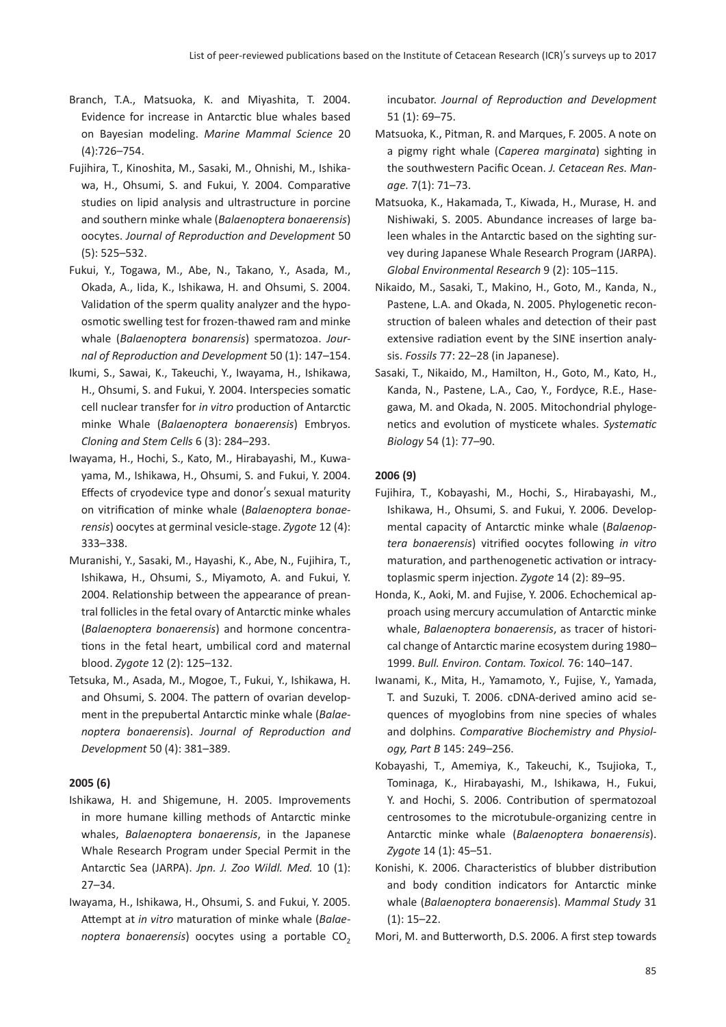Branch, T.A., Matsuoka, K. and Miyashita, T. 2004. Evidence for increase in Antarctic blue whales based on Bayesian modeling. *Marine Mammal Science* 20 (4):726–754.

Fujihira, T., Kinoshita, M., Sasaki, M., Ohnishi, M., Ishikawa, H., Ohsumi, S. and Fukui, Y. 2004. Comparative studies on lipid analysis and ultrastructure in porcine and southern minke whale (*Balaenoptera bonaerensis*) oocytes. *Journal of Reproduction and Development* 50 (5): 525–532.

Fukui, Y., Togawa, M., Abe, N., Takano, Y., Asada, M., Okada, A., Iida, K., Ishikawa, H. and Ohsumi, S. 2004. Validation of the sperm quality analyzer and the hypoosmotic swelling test for frozen-thawed ram and minke whale (*Balaenoptera bonarensis*) spermatozoa. *Journal of Reproduction and Development* 50 (1): 147–154.

Ikumi, S., Sawai, K., Takeuchi, Y., Iwayama, H., Ishikawa, H., Ohsumi, S. and Fukui, Y. 2004. Interspecies somatic cell nuclear transfer for *in vitro* production of Antarctic minke Whale (*Balaenoptera bonaerensis*) Embryos. *Cloning and Stem Cells* 6 (3): 284–293.

Iwayama, H., Hochi, S., Kato, M., Hirabayashi, M., Kuwayama, M., Ishikawa, H., Ohsumi, S. and Fukui, Y. 2004. Effects of cryodevice type and donor's sexual maturity on vitrification of minke whale (*Balaenoptera bonaerensis*) oocytes at germinal vesicle-stage. *Zygote* 12 (4): 333–338.

Muranishi, Y., Sasaki, M., Hayashi, K., Abe, N., Fujihira, T., Ishikawa, H., Ohsumi, S., Miyamoto, A. and Fukui, Y. 2004. Relationship between the appearance of preantral follicles in the fetal ovary of Antarctic minke whales (*Balaenoptera bonaerensis*) and hormone concentrations in the fetal heart, umbilical cord and maternal blood. *Zygote* 12 (2): 125–132.

Tetsuka, M., Asada, M., Mogoe, T., Fukui, Y., Ishikawa, H. and Ohsumi, S. 2004. The pattern of ovarian development in the prepubertal Antarctic minke whale (*Balaenoptera bonaerensis*). *Journal of Reproduction and Development* 50 (4): 381–389.

**2005 (6)**

Ishikawa, H. and Shigemune, H. 2005. Improvements in more humane killing methods of Antarctic minke whales, *Balaenoptera bonaerensis*, in the Japanese Whale Research Program under Special Permit in the Antarctic Sea (JARPA). *Jpn. J. Zoo Wildl. Med.* 10 (1): 27–34.

Iwayama, H., Ishikawa, H., Ohsumi, S. and Fukui, Y. 2005. Attempt at *in vitro* maturation of minke whale (*Balaenoptera bonaerensis*) oocytes using a portable $CO_2$ incubator. *Journal of Reproduction and Development* 51 (1): 69–75.

Matsuoka, K., Pitman, R. and Marques, F. 2005. A note on a pigmy right whale (*Caperea marginata*) sighting in the southwestern Pacific Ocean. *J. Cetacean Res. Manage.* 7(1): 71–73.

Matsuoka, K., Hakamada, T., Kiwada, H., Murase, H. and Nishiwaki, S. 2005. Abundance increases of large baleen whales in the Antarctic based on the sighting survey during Japanese Whale Research Program (JARPA). *Global Environmental Research* 9 (2): 105–115.

Nikaido, M., Sasaki, T., Makino, H., Goto, M., Kanda, N., Pastene, L.A. and Okada, N. 2005. Phylogenetic reconstruction of baleen whales and detection of their past extensive radiation event by the SINE insertion analysis. *Fossils* 77: 22–28 (in Japanese).

Sasaki, T., Nikaido, M., Hamilton, H., Goto, M., Kato, H., Kanda, N., Pastene, L.A., Cao, Y., Fordyce, R.E., Hasegawa, M. and Okada, N. 2005. Mitochondrial phylogenetics and evolution of mysticete whales. *Systematic Biology* 54 (1): 77–90.

**2006 (9)**

Fujihira, T., Kobayashi, M., Hochi, S., Hirabayashi, M., Ishikawa, H., Ohsumi, S. and Fukui, Y. 2006. Developmental capacity of Antarctic minke whale (*Balaenoptera bonaerensis*) vitrified oocytes following *in vitro* maturation, and parthenogenetic activation or intracytoplasmic sperm injection. *Zygote* 14 (2): 89–95.

Honda, K., Aoki, M. and Fujise, Y. 2006. Echochemical approach using mercury accumulation of Antarctic minke whale, *Balaenoptera bonaerensis*, as tracer of historical change of Antarctic marine ecosystem during 1980–1999. *Bull. Environ. Contam. Toxicol.* 76: 140–147.

Iwanami, K., Mita, H., Yamamoto, Y., Fujise, Y., Yamada, T. and Suzuki, T. 2006. cDNA-derived amino acid sequences of myoglobins from nine species of whales and dolphins. *Comparative Biochemistry and Physiology, Part B* 145: 249–256.

Kobayashi, T., Amemiya, K., Takeuchi, K., Tsujioka, T., Tominaga, K., Hirabayashi, M., Ishikawa, H., Fukui, Y. and Hochi, S. 2006. Contribution of spermatozoal centrosomes to the microtubule-organizing centre in Antarctic minke whale (*Balaenoptera bonaerensis*). *Zygote* 14 (1): 45–51.

Konishi, K. 2006. Characteristics of blubber distribution and body condition indicators for Antarctic minke whale (*Balaenoptera bonaerensis*). *Mammal Study* 31 (1): 15–22.

Mori, M. and Butterworth, D.S. 2006. A first step towards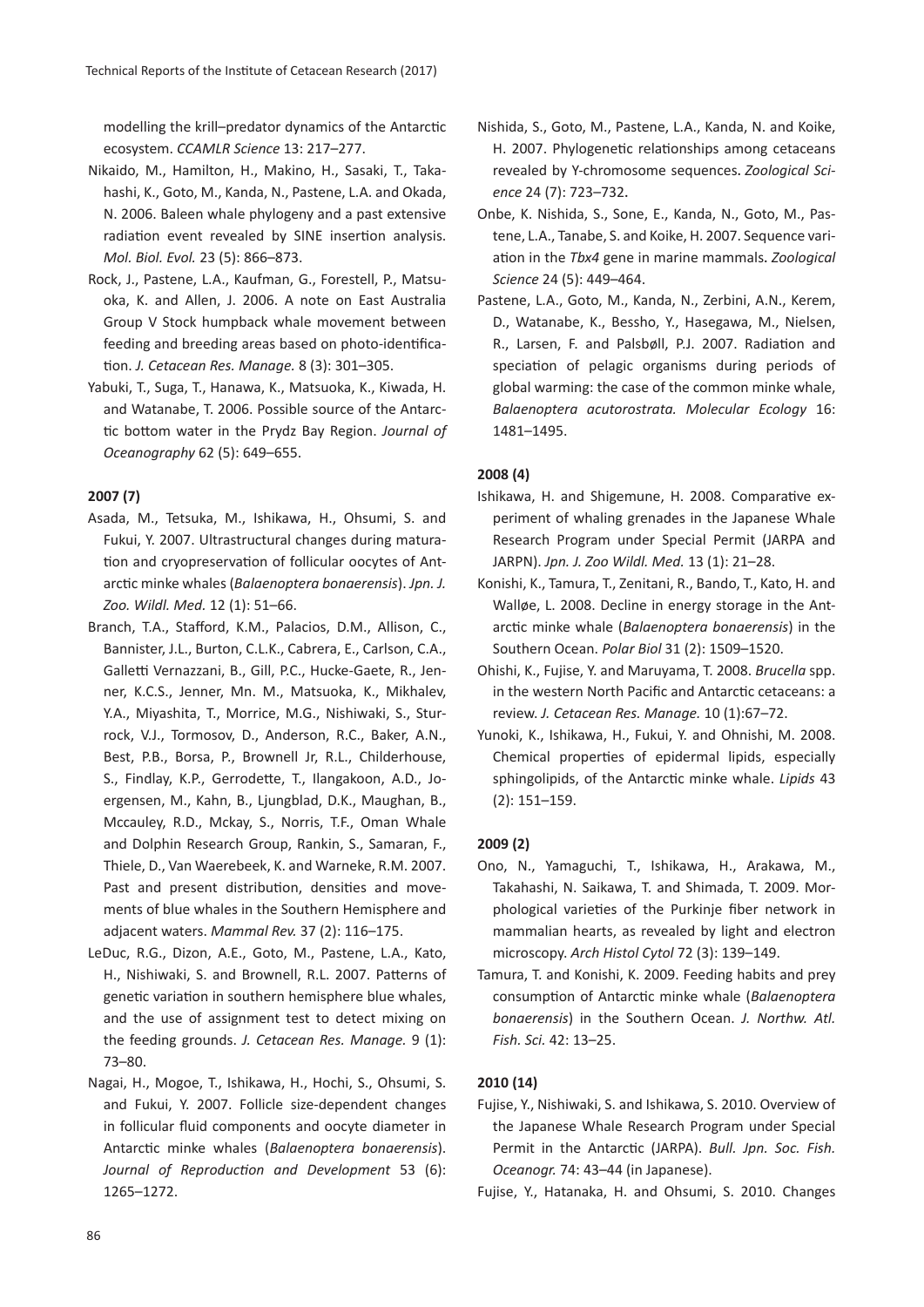modelling the krill–predator dynamics of the Antarctic ecosystem. *CCAMLR Science* 13: 217–277.

Nikaido, M., Hamilton, H., Makino, H., Sasaki, T., Takahashi, K., Goto, M., Kanda, N., Pastene, L.A. and Okada, N. 2006. Baleen whale phylogeny and a past extensive radiation event revealed by SINE insertion analysis. *Mol. Biol. Evol.* 23 (5): 866–873.

Rock, J., Pastene, L.A., Kaufman, G., Forestell, P., Matsuoka, K. and Allen, J. 2006. A note on East Australia Group V Stock humpback whale movement between feeding and breeding areas based on photo-identification. *J. Cetacean Res. Manage.* 8 (3): 301–305.

Yabuki, T., Suga, T., Hanawa, K., Matsuoka, K., Kiwada, H. and Watanabe, T. 2006. Possible source of the Antarctic bottom water in the Prydz Bay Region. *Journal of Oceanography* 62 (5): 649–655.

**2007 (7)**

Asada, M., Tetsuka, M., Ishikawa, H., Ohsumi, S. and Fukui, Y. 2007. Ultrastructural changes during maturation and cryopreservation of follicular oocytes of Antarctic minke whales (*Balaenoptera bonaerensis*). *Jpn. J. Zoo. Wildl. Med.* 12 (1): 51–66.

Branch, T.A., Stafford, K.M., Palacios, D.M., Allison, C., Bannister, J.L., Burton, C.L.K., Cabrera, E., Carlson, C.A., Galletti Vernazzani, B., Gill, P.C., Hucke-Gaete, R., Jenner, K.C.S., Jenner, Mn. M., Matsuoka, K., Mikhalev, Y.A., Miyashita, T., Morrice, M.G., Nishiwaki, S., Sturrock, V.J., Tormosov, D., Anderson, R.C., Baker, A.N., Best, P.B., Borsa, P., Brownell Jr, R.L., Childerhouse, S., Findlay, K.P., Gerrodette, T., Ilangakoon, A.D., Joergensen, M., Kahn, B., Ljungblad, D.K., Maughan, B., Mccauley, R.D., Mckay, S., Norris, T.F., Oman Whale and Dolphin Research Group, Rankin, S., Samaran, F., Thiele, D., Van Waerebeek, K. and Warneke, R.M. 2007. Past and present distribution, densities and movements of blue whales in the Southern Hemisphere and adjacent waters. *Mammal Rev.* 37 (2): 116–175.

LeDuc, R.G., Dizon, A.E., Goto, M., Pastene, L.A., Kato, H., Nishiwaki, S. and Brownell, R.L. 2007. Patterns of genetic variation in southern hemisphere blue whales, and the use of assignment test to detect mixing on the feeding grounds. *J. Cetacean Res. Manage.* 9 (1): 73–80.

Nagai, H., Mogoe, T., Ishikawa, H., Hochi, S., Ohsumi, S. and Fukui, Y. 2007. Follicle size-dependent changes in follicular fluid components and oocyte diameter in Antarctic minke whales (*Balaenoptera bonaerensis*). *Journal of Reproduction and Development* 53 (6): 1265–1272.

Nishida, S., Goto, M., Pastene, L.A., Kanda, N. and Koike, H. 2007. Phylogenetic relationships among cetaceans revealed by Y-chromosome sequences. *Zoological Science* 24 (7): 723–732.

Onbe, K. Nishida, S., Sone, E., Kanda, N., Goto, M., Pastene, L.A., Tanabe, S. and Koike, H. 2007. Sequence variation in the *Tbx4* gene in marine mammals. *Zoological Science* 24 (5): 449–464.

Pastene, L.A., Goto, M., Kanda, N., Zerbini, A.N., Kerem, D., Watanabe, K., Bessho, Y., Hasegawa, M., Nielsen, R., Larsen, F. and Palsbøll, P.J. 2007. Radiation and speciation of pelagic organisms during periods of global warming: the case of the common minke whale, *Balaenoptera acutorostrata. Molecular Ecology* 16: 1481–1495.

**2008 (4)**

Ishikawa, H. and Shigemune, H. 2008. Comparative experiment of whaling grenades in the Japanese Whale Research Program under Special Permit (JARPA and JARPN). *Jpn. J. Zoo Wildl. Med.* 13 (1): 21–28.

Konishi, K., Tamura, T., Zenitani, R., Bando, T., Kato, H. and Walløe, L. 2008. Decline in energy storage in the Antarctic minke whale (*Balaenoptera bonaerensis*) in the Southern Ocean. *Polar Biol* 31 (2): 1509–1520.

Ohishi, K., Fujise, Y. and Maruyama, T. 2008. *Brucella* spp. in the western North Pacific and Antarctic cetaceans: a review. *J. Cetacean Res. Manage.* 10 (1):67–72.

Yunoki, K., Ishikawa, H., Fukui, Y. and Ohnishi, M. 2008. Chemical properties of epidermal lipids, especially sphingolipids, of the Antarctic minke whale. *Lipids* 43 (2): 151–159.

**2009 (2)**

Ono, N., Yamaguchi, T., Ishikawa, H., Arakawa, M., Takahashi, N. Saikawa, T. and Shimada, T. 2009. Morphological varieties of the Purkinje fiber network in mammalian hearts, as revealed by light and electron microscopy. *Arch Histol Cytol* 72 (3): 139–149.

Tamura, T. and Konishi, K. 2009. Feeding habits and prey consumption of Antarctic minke whale (*Balaenoptera bonaerensis*) in the Southern Ocean. *J. Northw. Atl. Fish. Sci.* 42: 13–25.

**2010 (14)**

Fujise, Y., Nishiwaki, S. and Ishikawa, S. 2010. Overview of the Japanese Whale Research Program under Special Permit in the Antarctic (JARPA). *Bull. Jpn. Soc. Fish. Oceanogr.* 74: 43–44 (in Japanese).

Fujise, Y., Hatanaka, H. and Ohsumi, S. 2010. Changes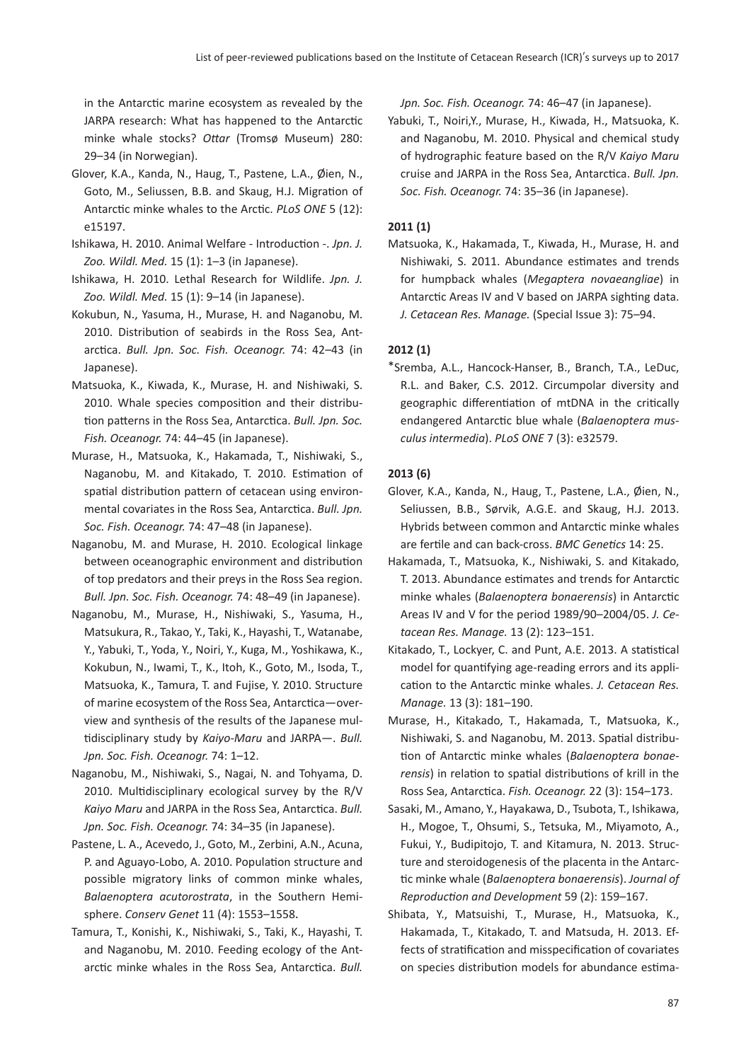in the Antarctic marine ecosystem as revealed by the JARPA research: What has happened to the Antarctic minke whale stocks? *Ottar* (Tromsø Museum) 280: 29–34 (in Norwegian).

Glover, K.A., Kanda, N., Haug, T., Pastene, L.A., Øien, N., Goto, M., Seliussen, B.B. and Skaug, H.J. Migration of Antarctic minke whales to the Arctic. *PLoS ONE* 5 (12): e15197.

Ishikawa, H. 2010. Animal Welfare - Introduction -. *Jpn. J. Zoo. Wildl. Med.* 15 (1): 1–3 (in Japanese).

Ishikawa, H. 2010. Lethal Research for Wildlife. *Jpn. J. Zoo. Wildl. Med.* 15 (1): 9–14 (in Japanese).

Kokubun, N., Yasuma, H., Murase, H. and Naganobu, M. 2010. Distribution of seabirds in the Ross Sea, Antarctica. *Bull. Jpn. Soc. Fish. Oceanogr.* 74: 42–43 (in Japanese).

Matsuoka, K., Kiwada, K., Murase, H. and Nishiwaki, S. 2010. Whale species composition and their distribution patterns in the Ross Sea, Antarctica. *Bull. Jpn. Soc. Fish. Oceanogr.* 74: 44–45 (in Japanese).

Murase, H., Matsuoka, K., Hakamada, T., Nishiwaki, S., Naganobu, M. and Kitakado, T. 2010. Estimation of spatial distribution pattern of cetacean using environmental covariates in the Ross Sea, Antarctica. *Bull. Jpn. Soc. Fish. Oceanogr.* 74: 47–48 (in Japanese).

Naganobu, M. and Murase, H. 2010. Ecological linkage between oceanographic environment and distribution of top predators and their preys in the Ross Sea region. *Bull. Jpn. Soc. Fish. Oceanogr.* 74: 48–49 (in Japanese).

Naganobu, M., Murase, H., Nishiwaki, S., Yasuma, H., Matsukura, R., Takao, Y., Taki, K., Hayashi, T., Watanabe, Y., Yabuki, T., Yoda, Y., Noiri, Y., Kuga, M., Yoshikawa, K., Kokubun, N., Iwami, T., K., Itoh, K., Goto, M., Isoda, T., Matsuoka, K., Tamura, T. and Fujise, Y. 2010. Structure of marine ecosystem of the Ross Sea, Antarctica—overview and synthesis of the results of the Japanese multidisciplinary study by *Kaiyo-Maru* and JARPA—. *Bull. Jpn. Soc. Fish. Oceanogr.* 74: 1–12.

Naganobu, M., Nishiwaki, S., Nagai, N. and Tohyama, D. 2010. Multidisciplinary ecological survey by the R/V *Kaiyo Maru* and JARPA in the Ross Sea, Antarctica. *Bull. Jpn. Soc. Fish. Oceanogr.* 74: 34–35 (in Japanese).

Pastene, L. A., Acevedo, J., Goto, M., Zerbini, A.N., Acuna, P. and Aguayo-Lobo, A. 2010. Population structure and possible migratory links of common minke whales, *Balaenoptera acutorostrata*, in the Southern Hemisphere. *Conserv Genet* 11 (4): 1553–1558.

Tamura, T., Konishi, K., Nishiwaki, S., Taki, K., Hayashi, T. and Naganobu, M. 2010. Feeding ecology of the Antarctic minke whales in the Ross Sea, Antarctica. *Bull. Jpn. Soc. Fish. Oceanogr.* 74: 46–47 (in Japanese).

Yabuki, T., Noiri,Y., Murase, H., Kiwada, H., Matsuoka, K. and Naganobu, M. 2010. Physical and chemical study of hydrographic feature based on the R/V *Kaiyo Maru* cruise and JARPA in the Ross Sea, Antarctica. *Bull. Jpn. Soc. Fish. Oceanogr.* 74: 35–36 (in Japanese).

**2011 (1)**

Matsuoka, K., Hakamada, T., Kiwada, H., Murase, H. and Nishiwaki, S. 2011. Abundance estimates and trends for humpback whales (*Megaptera novaeangliae*) in Antarctic Areas IV and V based on JARPA sighting data. *J. Cetacean Res. Manage.* (Special Issue 3): 75–94.

**2012 (1)**

*Sremba, A.L., Hancock-Hanser, B., Branch, T.A., LeDuc, R.L. and Baker, C.S. 2012. Circumpolar diversity and geographic differentiation of mtDNA in the critically endangered Antarctic blue whale (*Balaenoptera musculus intermedia*). *PLoS ONE* 7 (3): e32579.

**2013 (6)**

Glover, K.A., Kanda, N., Haug, T., Pastene, L.A., Øien, N., Seliussen, B.B., Sørvik, A.G.E. and Skaug, H.J. 2013. Hybrids between common and Antarctic minke whales are fertile and can back-cross. *BMC Genetics* 14: 25.

Hakamada, T., Matsuoka, K., Nishiwaki, S. and Kitakado, T. 2013. Abundance estimates and trends for Antarctic minke whales (*Balaenoptera bonaerensis*) in Antarctic Areas IV and V for the period 1989/90–2004/05. *J. Cetacean Res. Manage.* 13 (2): 123–151.

Kitakado, T., Lockyer, C. and Punt, A.E. 2013. A statistical model for quantifying age-reading errors and its application to the Antarctic minke whales. *J. Cetacean Res. Manage.* 13 (3): 181–190.

Murase, H., Kitakado, T., Hakamada, T., Matsuoka, K., Nishiwaki, S. and Naganobu, M. 2013. Spatial distribution of Antarctic minke whales (*Balaenoptera bonaerensis*) in relation to spatial distributions of krill in the Ross Sea, Antarctica. *Fish. Oceanogr.* 22 (3): 154–173.

Sasaki, M., Amano, Y., Hayakawa, D., Tsubota, T., Ishikawa, H., Mogoe, T., Ohsumi, S., Tetsuka, M., Miyamoto, A., Fukui, Y., Budipitojo, T. and Kitamura, N. 2013. Structure and steroidogenesis of the placenta in the Antarctic minke whale (*Balaenoptera bonaerensis*). *Journal of Reproduction and Development* 59 (2): 159–167.

Shibata, Y., Matsuishi, T., Murase, H., Matsuoka, K., Hakamada, T., Kitakado, T. and Matsuda, H. 2013. Effects of stratification and misspecification of covariates on species distribution models for abundance estima-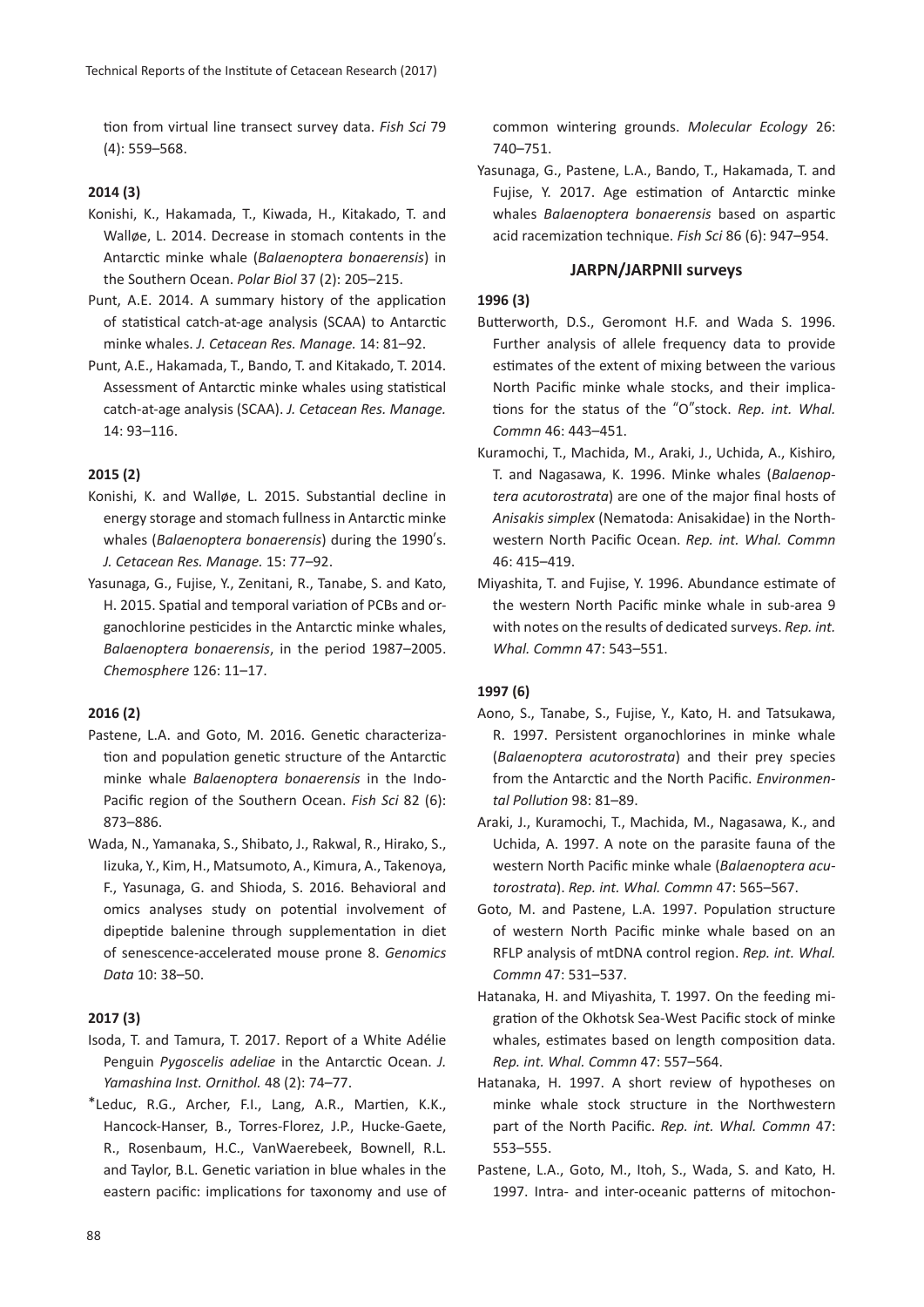tion from virtual line transect survey data. *Fish Sci* 79 (4): 559–568.

**2014 (3)**

Konishi, K., Hakamada, T., Kiwada, H., Kitakado, T. and Walløe, L. 2014. Decrease in stomach contents in the Antarctic minke whale (*Balaenoptera bonaerensis*) in the Southern Ocean. *Polar Biol* 37 (2): 205–215.

Punt, A.E. 2014. A summary history of the application of statistical catch-at-age analysis (SCAA) to Antarctic minke whales. *J. Cetacean Res. Manage.* 14: 81–92.

Punt, A.E., Hakamada, T., Bando, T. and Kitakado, T. 2014. Assessment of Antarctic minke whales using statistical catch-at-age analysis (SCAA). *J. Cetacean Res. Manage.* 14: 93–116.

**2015 (2)**

Konishi, K. and Walløe, L. 2015. Substantial decline in energy storage and stomach fullness in Antarctic minke whales (*Balaenoptera bonaerensis*) during the 1990′s. *J. Cetacean Res. Manage.* 15: 77–92.

Yasunaga, G., Fujise, Y., Zenitani, R., Tanabe, S. and Kato, H. 2015. Spatial and temporal variation of PCBs and organochlorine pesticides in the Antarctic minke whales, *Balaenoptera bonaerensis*, in the period 1987–2005. *Chemosphere* 126: 11–17.

**2016 (2)**

Pastene, L.A. and Goto, M. 2016. Genetic characterization and population genetic structure of the Antarctic minke whale *Balaenoptera bonaerensis* in the Indo-Pacific region of the Southern Ocean. *Fish Sci* 82 (6): 873–886.

Wada, N., Yamanaka, S., Shibato, J., Rakwal, R., Hirako, S., Iizuka, Y., Kim, H., Matsumoto, A., Kimura, A., Takenoya, F., Yasunaga, G. and Shioda, S. 2016. Behavioral and omics analyses study on potential involvement of dipeptide balenine through supplementation in diet of senescence-accelerated mouse prone 8. *Genomics Data* 10: 38–50.

**2017 (3)**

Isoda, T. and Tamura, T. 2017. Report of a White Adélie Penguin *Pygoscelis adeliae* in the Antarctic Ocean. *J. Yamashina Inst. Ornithol.* 48 (2): 74–77.

*Leduc, R.G., Archer, F.I., Lang, A.R., Martien, K.K., Hancock-Hanser, B., Torres-Florez, J.P., Hucke-Gaete, R., Rosenbaum, H.C., VanWaerebeek, Bownell, R.L. and Taylor, B.L. Genetic variation in blue whales in the eastern pacific: implications for taxonomy and use of common wintering grounds. *Molecular Ecology* 26: 740–751.

Yasunaga, G., Pastene, L.A., Bando, T., Hakamada, T. and Fujise, Y. 2017. Age estimation of Antarctic minke whales *Balaenoptera bonaerensis* based on aspartic acid racemization technique. *Fish Sci* 86 (6): 947–954.

### JARPN/JARPNII surveys

**1996 (3)**

Butterworth, D.S., Geromont H.F. and Wada S. 1996. Further analysis of allele frequency data to provide estimates of the extent of mixing between the various North Pacific minke whale stocks, and their implications for the status of the "O"stock. *Rep. int. Whal. Commn* 46: 443–451.

Kuramochi, T., Machida, M., Araki, J., Uchida, A., Kishiro, T. and Nagasawa, K. 1996. Minke whales (*Balaenoptera acutorostrata*) are one of the major final hosts of *Anisakis simplex* (Nematoda: Anisakidae) in the Northwestern North Pacific Ocean. *Rep. int. Whal. Commn* 46: 415–419.

Miyashita, T. and Fujise, Y. 1996. Abundance estimate of the western North Pacific minke whale in sub-area 9 with notes on the results of dedicated surveys. *Rep. int. Whal. Commn* 47: 543–551.

**1997 (6)**

Aono, S., Tanabe, S., Fujise, Y., Kato, H. and Tatsukawa, R. 1997. Persistent organochlorines in minke whale (*Balaenoptera acutorostrata*) and their prey species from the Antarctic and the North Pacific. *Environmental Pollution* 98: 81–89.

Araki, J., Kuramochi, T., Machida, M., Nagasawa, K., and Uchida, A. 1997. A note on the parasite fauna of the western North Pacific minke whale (*Balaenoptera acutorostrata*). *Rep. int. Whal. Commn* 47: 565–567.

Goto, M. and Pastene, L.A. 1997. Population structure of western North Pacific minke whale based on an RFLP analysis of mtDNA control region. *Rep. int. Whal. Commn* 47: 531–537.

Hatanaka, H. and Miyashita, T. 1997. On the feeding migration of the Okhotsk Sea-West Pacific stock of minke whales, estimates based on length composition data. *Rep. int. Whal. Commn* 47: 557–564.

Hatanaka, H. 1997. A short review of hypotheses on minke whale stock structure in the Northwestern part of the North Pacific. *Rep. int. Whal. Commn* 47: 553–555.

Pastene, L.A., Goto, M., Itoh, S., Wada, S. and Kato, H. 1997. Intra- and inter-oceanic patterns of mitochon-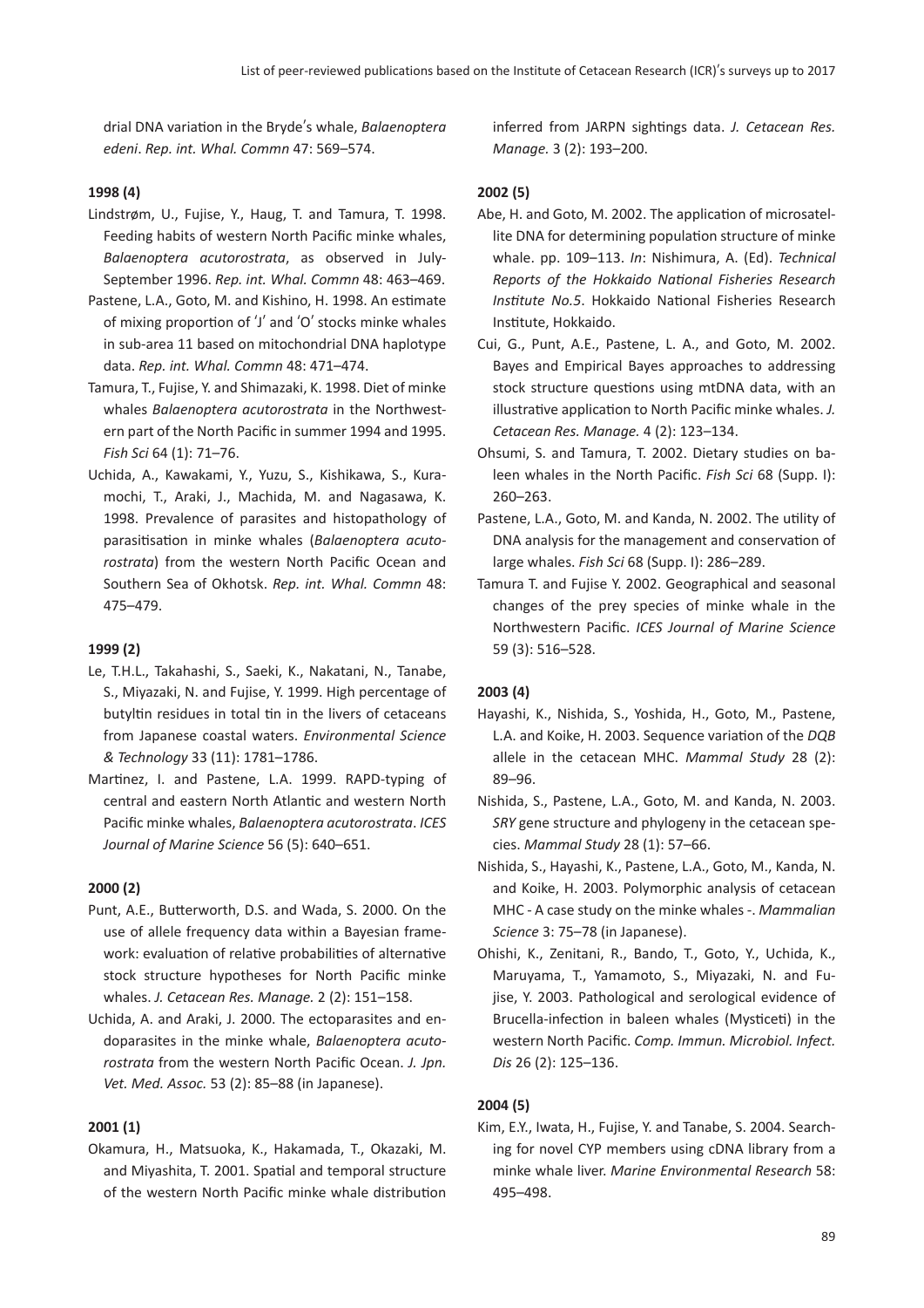drial DNA variation in the Bryde's whale, *Balaenoptera edeni*. *Rep. int. Whal. Commn* 47: 569–574.

**1998 (4)**

Lindstrøm, U., Fujise, Y., Haug, T. and Tamura, T. 1998. Feeding habits of western North Pacific minke whales, *Balaenoptera acutorostrata*, as observed in July-September 1996. *Rep. int. Whal. Commn* 48: 463–469.

Pastene, L.A., Goto, M. and Kishino, H. 1998. An estimate of mixing proportion of 'J' and 'O' stocks minke whales in sub-area 11 based on mitochondrial DNA haplotype data. *Rep. int. Whal. Commn* 48: 471–474.

Tamura, T., Fujise, Y. and Shimazaki, K. 1998. Diet of minke whales *Balaenoptera acutorostrata* in the Northwestern part of the North Pacific in summer 1994 and 1995. *Fish Sci* 64 (1): 71–76.

Uchida, A., Kawakami, Y., Yuzu, S., Kishikawa, S., Kuramochi, T., Araki, J., Machida, M. and Nagasawa, K. 1998. Prevalence of parasites and histopathology of parasitisation in minke whales (*Balaenoptera acutorostrata*) from the western North Pacific Ocean and Southern Sea of Okhotsk. *Rep. int. Whal. Commn* 48: 475–479.

**1999 (2)**

Le, T.H.L., Takahashi, S., Saeki, K., Nakatani, N., Tanabe, S., Miyazaki, N. and Fujise, Y. 1999. High percentage of butyltin residues in total tin in the livers of cetaceans from Japanese coastal waters. *Environmental Science & Technology* 33 (11): 1781–1786.

Martinez, I. and Pastene, L.A. 1999. RAPD-typing of central and eastern North Atlantic and western North Pacific minke whales, *Balaenoptera acutorostrata*. *ICES Journal of Marine Science* 56 (5): 640–651.

**2000 (2)**

Punt, A.E., Butterworth, D.S. and Wada, S. 2000. On the use of allele frequency data within a Bayesian framework: evaluation of relative probabilities of alternative stock structure hypotheses for North Pacific minke whales. *J. Cetacean Res. Manage.* 2 (2): 151–158.

Uchida, A. and Araki, J. 2000. The ectoparasites and endoparasites in the minke whale, *Balaenoptera acutorostrata* from the western North Pacific Ocean. *J. Jpn. Vet. Med. Assoc.* 53 (2): 85–88 (in Japanese).

**2001 (1)**

Okamura, H., Matsuoka, K., Hakamada, T., Okazaki, M. and Miyashita, T. 2001. Spatial and temporal structure of the western North Pacific minke whale distribution inferred from JARPN sightings data. *J. Cetacean Res. Manage.* 3 (2): 193–200.

**2002 (5)**

Abe, H. and Goto, M. 2002. The application of microsatellite DNA for determining population structure of minke whale. pp. 109–113. *In*: Nishimura, A. (Ed). *Technical Reports of the Hokkaido National Fisheries Research Institute No.5*. Hokkaido National Fisheries Research Institute, Hokkaido.

Cui, G., Punt, A.E., Pastene, L. A., and Goto, M. 2002. Bayes and Empirical Bayes approaches to addressing stock structure questions using mtDNA data, with an illustrative application to North Pacific minke whales. *J. Cetacean Res. Manage.* 4 (2): 123–134.

Ohsumi, S. and Tamura, T. 2002. Dietary studies on baleen whales in the North Pacific. *Fish Sci* 68 (Supp. I): 260–263.

Pastene, L.A., Goto, M. and Kanda, N. 2002. The utility of DNA analysis for the management and conservation of large whales. *Fish Sci* 68 (Supp. I): 286–289.

Tamura T. and Fujise Y. 2002. Geographical and seasonal changes of the prey species of minke whale in the Northwestern Pacific. *ICES Journal of Marine Science* 59 (3): 516–528.

**2003 (4)**

Hayashi, K., Nishida, S., Yoshida, H., Goto, M., Pastene, L.A. and Koike, H. 2003. Sequence variation of the *DQB* allele in the cetacean MHC. *Mammal Study* 28 (2): 89–96.

Nishida, S., Pastene, L.A., Goto, M. and Kanda, N. 2003. *SRY* gene structure and phylogeny in the cetacean species. *Mammal Study* 28 (1): 57–66.

Nishida, S., Hayashi, K., Pastene, L.A., Goto, M., Kanda, N. and Koike, H. 2003. Polymorphic analysis of cetacean MHC - A case study on the minke whales -. *Mammalian Science* 3: 75–78 (in Japanese).

Ohishi, K., Zenitani, R., Bando, T., Goto, Y., Uchida, K., Maruyama, T., Yamamoto, S., Miyazaki, N. and Fujise, Y. 2003. Pathological and serological evidence of Brucella-infection in baleen whales (Mysticeti) in the western North Pacific. *Comp. Immun. Microbiol. Infect. Dis* 26 (2): 125–136.

**2004 (5)**

Kim, E.Y., Iwata, H., Fujise, Y. and Tanabe, S. 2004. Searching for novel CYP members using cDNA library from a minke whale liver. *Marine Environmental Research* 58: 495–498.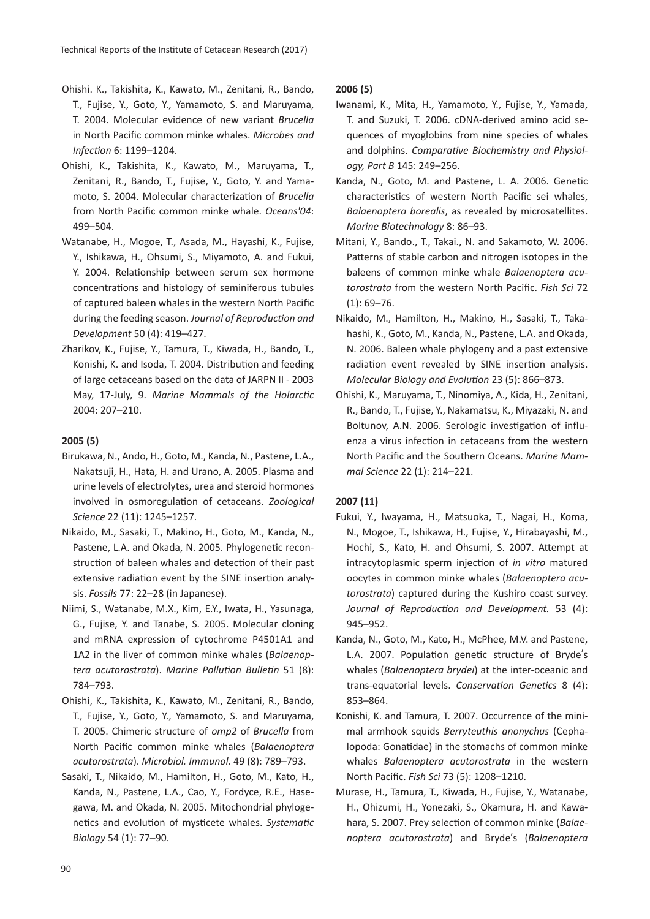Ohishi. K., Takishita, K., Kawato, M., Zenitani, R., Bando, T., Fujise, Y., Goto, Y., Yamamoto, S. and Maruyama, T. 2004. Molecular evidence of new variant *Brucella* in North Pacific common minke whales. *Microbes and Infection* 6: 1199–1204.

Ohishi, K., Takishita, K., Kawato, M., Maruyama, T., Zenitani, R., Bando, T., Fujise, Y., Goto, Y. and Yamamoto, S. 2004. Molecular characterization of *Brucella* from North Pacific common minke whale. *Oceans'04*: 499–504.

Watanabe, H., Mogoe, T., Asada, M., Hayashi, K., Fujise, Y., Ishikawa, H., Ohsumi, S., Miyamoto, A. and Fukui, Y. 2004. Relationship between serum sex hormone concentrations and histology of seminiferous tubules of captured baleen whales in the western North Pacific during the feeding season. *Journal of Reproduction and Development* 50 (4): 419–427.

Zharikov, K., Fujise, Y., Tamura, T., Kiwada, H., Bando, T., Konishi, K. and Isoda, T. 2004. Distribution and feeding of large cetaceans based on the data of JARPN II - 2003 May, 17-July, 9. *Marine Mammals of the Holarctic* 2004: 207–210.

**2005 (5)**

Birukawa, N., Ando, H., Goto, M., Kanda, N., Pastene, L.A., Nakatsuji, H., Hata, H. and Urano, A. 2005. Plasma and urine levels of electrolytes, urea and steroid hormones involved in osmoregulation of cetaceans. *Zoological Science* 22 (11): 1245–1257.

Nikaido, M., Sasaki, T., Makino, H., Goto, M., Kanda, N., Pastene, L.A. and Okada, N. 2005. Phylogenetic reconstruction of baleen whales and detection of their past extensive radiation event by the SINE insertion analysis. *Fossils* 77: 22–28 (in Japanese).

Niimi, S., Watanabe, M.X., Kim, E.Y., Iwata, H., Yasunaga, G., Fujise, Y. and Tanabe, S. 2005. Molecular cloning and mRNA expression of cytochrome P4501A1 and 1A2 in the liver of common minke whales (*Balaenoptera acutorostrata*). *Marine Pollution Bulletin* 51 (8): 784–793.

Ohishi, K., Takishita, K., Kawato, M., Zenitani, R., Bando, T., Fujise, Y., Goto, Y., Yamamoto, S. and Maruyama, T. 2005. Chimeric structure of *omp2* of *Brucella* from North Pacific common minke whales (*Balaenoptera acutorostrata*). *Microbiol. Immunol.* 49 (8): 789–793.

Sasaki, T., Nikaido, M., Hamilton, H., Goto, M., Kato, H., Kanda, N., Pastene, L.A., Cao, Y., Fordyce, R.E., Hasegawa, M. and Okada, N. 2005. Mitochondrial phylogenetics and evolution of mysticete whales. *Systematic Biology* 54 (1): 77–90.

**2006 (5)**

Iwanami, K., Mita, H., Yamamoto, Y., Fujise, Y., Yamada, T. and Suzuki, T. 2006. cDNA-derived amino acid sequences of myoglobins from nine species of whales and dolphins. *Comparative Biochemistry and Physiology, Part B* 145: 249–256.

Kanda, N., Goto, M. and Pastene, L. A. 2006. Genetic characteristics of western North Pacific sei whales, *Balaenoptera borealis*, as revealed by microsatellites. *Marine Biotechnology* 8: 86–93.

Mitani, Y., Bando., T., Takai., N. and Sakamoto, W. 2006. Patterns of stable carbon and nitrogen isotopes in the baleens of common minke whale *Balaenoptera acutorostrata* from the western North Pacific. *Fish Sci* 72 (1): 69–76.

Nikaido, M., Hamilton, H., Makino, H., Sasaki, T., Takahashi, K., Goto, M., Kanda, N., Pastene, L.A. and Okada, N. 2006. Baleen whale phylogeny and a past extensive radiation event revealed by SINE insertion analysis. *Molecular Biology and Evolution* 23 (5): 866–873.

Ohishi, K., Maruyama, T., Ninomiya, A., Kida, H., Zenitani, R., Bando, T., Fujise, Y., Nakamatsu, K., Miyazaki, N. and Boltunov, A.N. 2006. Serologic investigation of influenza a virus infection in cetaceans from the western North Pacific and the Southern Oceans. *Marine Mammal Science* 22 (1): 214–221.

**2007 (11)**

Fukui, Y., Iwayama, H., Matsuoka, T., Nagai, H., Koma, N., Mogoe, T., Ishikawa, H., Fujise, Y., Hirabayashi, M., Hochi, S., Kato, H. and Ohsumi, S. 2007. Attempt at intracytoplasmic sperm injection of *in vitro* matured oocytes in common minke whales (*Balaenoptera acutorostrata*) captured during the Kushiro coast survey. *Journal of Reproduction and Development.* 53 (4): 945–952.

Kanda, N., Goto, M., Kato, H., McPhee, M.V. and Pastene, L.A. 2007. Population genetic structure of Bryde's whales (*Balaenoptera brydei*) at the inter-oceanic and trans-equatorial levels. *Conservation Genetics* 8 (4): 853–864.

Konishi, K. and Tamura, T. 2007. Occurrence of the minimal armhook squids *Berryteuthis anonychus* (Cephalopoda: Gonatidae) in the stomachs of common minke whales *Balaenoptera acutorostrata* in the western North Pacific. *Fish Sci* 73 (5): 1208–1210.

Murase, H., Tamura, T., Kiwada, H., Fujise, Y., Watanabe, H., Ohizumi, H., Yonezaki, S., Okamura, H. and Kawahara, S. 2007. Prey selection of common minke (*Balaenoptera acutorostrata*) and Bryde's (*Balaenoptera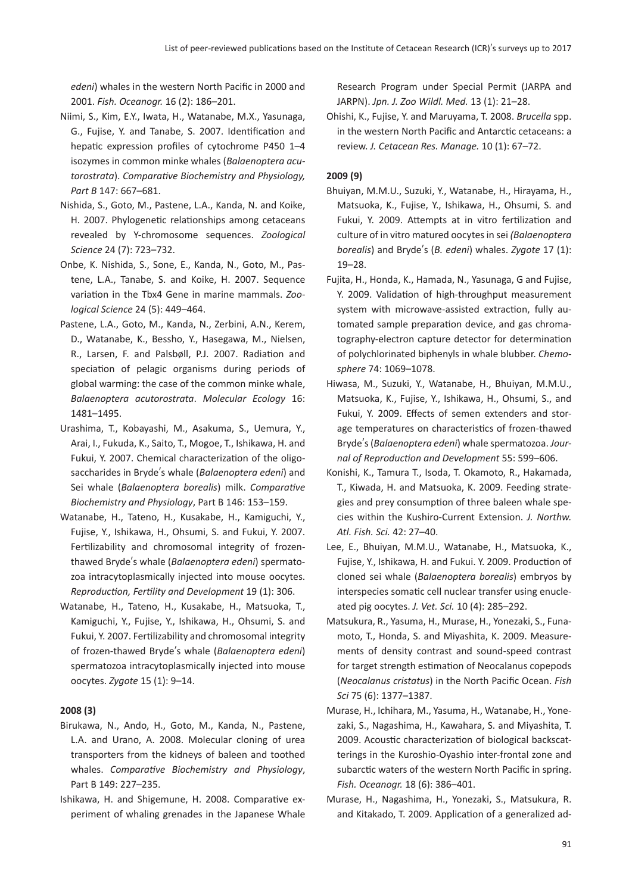*edeni*) whales in the western North Pacific in 2000 and 2001. *Fish. Oceanogr.* 16 (2): 186–201.

Niimi, S., Kim, E.Y., Iwata, H., Watanabe, M.X., Yasunaga, G., Fujise, Y. and Tanabe, S. 2007. Identification and hepatic expression profiles of cytochrome P450 1–4 isozymes in common minke whales (*Balaenoptera acutorostrata*). *Comparative Biochemistry and Physiology, Part B* 147: 667–681.

Nishida, S., Goto, M., Pastene, L.A., Kanda, N. and Koike, H. 2007. Phylogenetic relationships among cetaceans revealed by Y-chromosome sequences. *Zoological Science* 24 (7): 723–732.

Onbe, K. Nishida, S., Sone, E., Kanda, N., Goto, M., Pastene, L.A., Tanabe, S. and Koike, H. 2007. Sequence variation in the Tbx4 Gene in marine mammals. *Zoological Science* 24 (5): 449–464.

Pastene, L.A., Goto, M., Kanda, N., Zerbini, A.N., Kerem, D., Watanabe, K., Bessho, Y., Hasegawa, M., Nielsen, R., Larsen, F. and Palsbøll, P.J. 2007. Radiation and speciation of pelagic organisms during periods of global warming: the case of the common minke whale, *Balaenoptera acutorostrata*. *Molecular Ecology* 16: 1481–1495.

Urashima, T., Kobayashi, M., Asakuma, S., Uemura, Y., Arai, I., Fukuda, K., Saito, T., Mogoe, T., Ishikawa, H. and Fukui, Y. 2007. Chemical characterization of the oligosaccharides in Bryde's whale (*Balaenoptera edeni*) and Sei whale (*Balaenoptera borealis*) milk. *Comparative Biochemistry and Physiology*, Part B 146: 153–159.

Watanabe, H., Tateno, H., Kusakabe, H., Kamiguchi, Y., Fujise, Y., Ishikawa, H., Ohsumi, S. and Fukui, Y. 2007. Fertilizability and chromosomal integrity of frozen-thawed Bryde's whale (*Balaenoptera edeni*) spermatozoa intracytoplasmically injected into mouse oocytes. *Reproduction, Fertility and Development* 19 (1): 306.

Watanabe, H., Tateno, H., Kusakabe, H., Matsuoka, T., Kamiguchi, Y., Fujise, Y., Ishikawa, H., Ohsumi, S. and Fukui, Y. 2007. Fertilizability and chromosomal integrity of frozen-thawed Bryde's whale (*Balaenoptera edeni*) spermatozoa intracytoplasmically injected into mouse oocytes. *Zygote* 15 (1): 9–14.

**2008 (3)**

Birukawa, N., Ando, H., Goto, M., Kanda, N., Pastene, L.A. and Urano, A. 2008. Molecular cloning of urea transporters from the kidneys of baleen and toothed whales. *Comparative Biochemistry and Physiology*, Part B 149: 227–235.

Ishikawa, H. and Shigemune, H. 2008. Comparative experiment of whaling grenades in the Japanese Whale Research Program under Special Permit (JARPA and JARPN). *Jpn. J. Zoo Wildl. Med.* 13 (1): 21–28.

Ohishi, K., Fujise, Y. and Maruyama, T. 2008. *Brucella* spp. in the western North Pacific and Antarctic cetaceans: a review. *J. Cetacean Res. Manage.* 10 (1): 67–72.

**2009 (9)**

Bhuiyan, M.M.U., Suzuki, Y., Watanabe, H., Hirayama, H., Matsuoka, K., Fujise, Y., Ishikawa, H., Ohsumi, S. and Fukui, Y. 2009. Attempts at in vitro fertilization and culture of in vitro matured oocytes in sei *(Balaenoptera borealis*) and Bryde's (*B. edeni*) whales. *Zygote* 17 (1): 19–28.

Fujita, H., Honda, K., Hamada, N., Yasunaga, G and Fujise, Y. 2009. Validation of high-throughput measurement system with microwave-assisted extraction, fully automated sample preparation device, and gas chromatography-electron capture detector for determination of polychlorinated biphenyls in whale blubber. *Chemosphere* 74: 1069–1078.

Hiwasa, M., Suzuki, Y., Watanabe, H., Bhuiyan, M.M.U., Matsuoka, K., Fujise, Y., Ishikawa, H., Ohsumi, S., and Fukui, Y. 2009. Effects of semen extenders and storage temperatures on characteristics of frozen-thawed Bryde's (*Balaenoptera edeni*) whale spermatozoa. *Journal of Reproduction and Development* 55: 599–606.

Konishi, K., Tamura T., Isoda, T. Okamoto, R., Hakamada, T., Kiwada, H. and Matsuoka, K. 2009. Feeding strategies and prey consumption of three baleen whale species within the Kushiro-Current Extension. *J. Northw. Atl. Fish. Sci.* 42: 27–40.

Lee, E., Bhuiyan, M.M.U., Watanabe, H., Matsuoka, K., Fujise, Y., Ishikawa, H. and Fukui. Y. 2009. Production of cloned sei whale (*Balaenoptera borealis*) embryos by interspecies somatic cell nuclear transfer using enucleated pig oocytes. *J. Vet. Sci.* 10 (4): 285–292.

Matsukura, R., Yasuma, H., Murase, H., Yonezaki, S., Funamoto, T., Honda, S. and Miyashita, K. 2009. Measurements of density contrast and sound-speed contrast for target strength estimation of Neocalanus copepods (*Neocalanus cristatus*) in the North Pacific Ocean. *Fish Sci* 75 (6): 1377–1387.

Murase, H., Ichihara, M., Yasuma, H., Watanabe, H., Yonezaki, S., Nagashima, H., Kawahara, S. and Miyashita, T. 2009. Acoustic characterization of biological backscatterings in the Kuroshio-Oyashio inter-frontal zone and subarctic waters of the western North Pacific in spring. *Fish. Oceanogr.* 18 (6): 386–401.

Murase, H., Nagashima, H., Yonezaki, S., Matsukura, R. and Kitakado, T. 2009. Application of a generalized ad-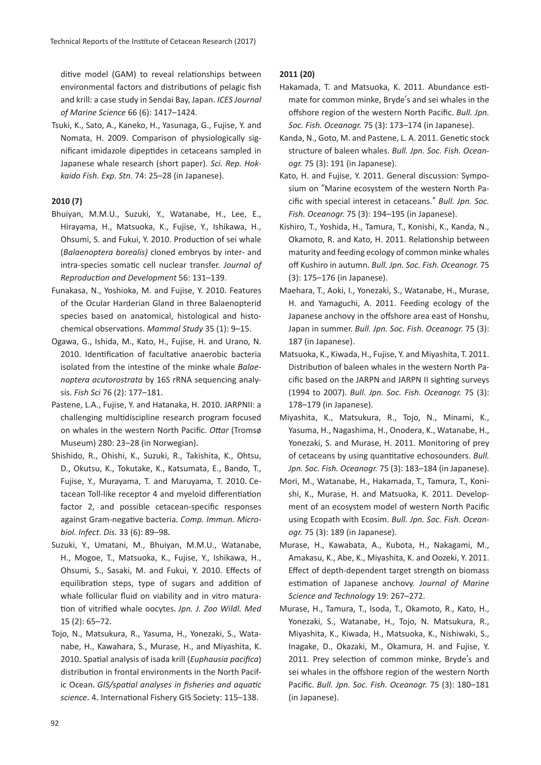ditive model (GAM) to reveal relationships between environmental factors and distributions of pelagic fish and krill: a case study in Sendai Bay, Japan. *ICES Journal of Marine Science* 66 (6): 1417–1424.

Tsuki, K., Sato, A., Kaneko, H., Yasunaga, G., Fujise, Y. and Nomata, H. 2009. Comparison of physiologically significant imidazole dipeptides in cetaceans sampled in Japanese whale research (short paper). *Sci. Rep. Hokkaido Fish. Exp. Stn.* 74: 25–28 (in Japanese).

**2010 (7)**

Bhuiyan, M.M.U., Suzuki, Y., Watanabe, H., Lee, E., Hirayama, H., Matsuoka, K., Fujise, Y., Ishikawa, H., Ohsumi, S. and Fukui, Y. 2010. Production of sei whale (*Balaenoptera borealis)* cloned embryos by inter- and intra-species somatic cell nuclear transfer. *Journal of Reproduction and Development* 56: 131–139.

Funakasa, N., Yoshioka, M. and Fujise, Y. 2010. Features of the Ocular Harderian Gland in three Balaenopterid species based on anatomical, histological and histochemical observations. *Mammal Study* 35 (1): 9–15.

Ogawa, G., Ishida, M., Kato, H., Fujise, H. and Urano, N. 2010. Identification of facultative anaerobic bacteria isolated from the intestine of the minke whale *Balaenoptera acutorostrata* by 16S rRNA sequencing analysis. *Fish Sci* 76 (2): 177–181.

Pastene, L.A., Fujise, Y. and Hatanaka, H. 2010. JARPNII: a challenging multidiscipline research program focused on whales in the western North Pacific. *Ottar* (Tromsø Museum) 280: 23–28 (in Norwegian).

Shishido, R., Ohishi, K., Suzuki, R., Takishita, K., Ohtsu, D., Okutsu, K., Tokutake, K., Katsumata, E., Bando, T., Fujise, Y., Murayama, T. and Maruyama, T. 2010. Cetacean Toll-like receptor 4 and myeloid differentiation factor 2, and possible cetacean-specific responses against Gram-negative bacteria. *Comp. Immun. Microbiol. Infect. Dis.* 33 (6): 89–98.

Suzuki, Y., Umatani, M., Bhuiyan, M.M.U., Watanabe, H., Mogoe, T., Matsuoka, K., Fujise, Y., Ishikawa, H., Ohsumi, S., Sasaki, M. and Fukui, Y. 2010. Effects of equilibration steps, type of sugars and addition of whale follicular fluid on viability and in vitro maturation of vitrified whale oocytes. *Jpn. J. Zoo Wildl. Med* 15 (2): 65–72.

Tojo, N., Matsukura, R., Yasuma, H., Yonezaki, S., Watanabe, H., Kawahara, S., Murase, H., and Miyashita, K. 2010. Spatial analysis of isada krill (*Euphausia pacifica*) distribution in frontal environments in the North Pacific Ocean. *GIS/spatial analyses in fisheries and aquatic science*. 4. International Fishery GIS Society: 115–138.

**2011 (20)**

Hakamada, T. and Matsuoka, K. 2011. Abundance estimate for common minke, Bryde's and sei whales in the offshore region of the western North Pacific. *Bull. Jpn. Soc. Fish. Oceanogr.* 75 (3): 173–174 (in Japanese).

Kanda, N., Goto, M. and Pastene, L. A. 2011. Genetic stock structure of baleen whales. *Bull. Jpn. Soc. Fish. Oceanogr.* 75 (3): 191 (in Japanese).

Kato, H. and Fujise, Y. 2011. General discussion: Symposium on "Marine ecosystem of the western North Pacific with special interest in cetaceans." *Bull. Jpn. Soc. Fish. Oceanogr.* 75 (3): 194–195 (in Japanese).

Kishiro, T., Yoshida, H., Tamura, T., Konishi, K., Kanda, N., Okamoto, R. and Kato, H. 2011. Relationship between maturity and feeding ecology of common minke whales off Kushiro in autumn. *Bull. Jpn. Soc. Fish. Oceanogr.* 75 (3): 175–176 (in Japanese).

Maehara, T., Aoki, I., Yonezaki, S., Watanabe, H., Murase, H. and Yamaguchi, A. 2011. Feeding ecology of the Japanese anchovy in the offshore area east of Honshu, Japan in summer. *Bull. Jpn. Soc. Fish. Oceanogr.* 75 (3): 187 (in Japanese).

Matsuoka, K., Kiwada, H., Fujise, Y. and Miyashita, T. 2011. Distribution of baleen whales in the western North Pacific based on the JARPN and JARPN II sighting surveys (1994 to 2007). *Bull. Jpn. Soc. Fish. Oceanogr.* 75 (3): 178–179 (in Japanese).

Miyashita, K., Matsukura, R., Tojo, N., Minami, K., Yasuma, H., Nagashima, H., Onodera, K., Watanabe, H., Yonezaki, S. and Murase, H. 2011. Monitoring of prey of cetaceans by using quantitative echosounders. *Bull. Jpn. Soc. Fish. Oceanogr.* 75 (3): 183–184 (in Japanese).

Mori, M., Watanabe, H., Hakamada, T., Tamura, T., Konishi, K., Murase, H. and Matsuoka, K. 2011. Development of an ecosystem model of western North Pacific using Ecopath with Ecosim. *Bull. Jpn. Soc. Fish. Oceanogr.* 75 (3): 189 (in Japanese).

Murase, H., Kawabata, A., Kubota, H., Nakagami, M., Amakasu, K., Abe, K., Miyashita, K. and Oozeki, Y. 2011. Effect of depth-dependent target strength on biomass estimation of Japanese anchovy. *Journal of Marine Science and Technology* 19: 267–272.

Murase, H., Tamura, T., Isoda, T., Okamoto, R., Kato, H., Yonezaki, S., Watanabe, H., Tojo, N. Matsukura, R., Miyashita, K., Kiwada, H., Matsuoka, K., Nishiwaki, S., Inagake, D., Okazaki, M., Okamura, H. and Fujise, Y. 2011. Prey selection of common minke, Bryde's and sei whales in the offshore region of the western North Pacific. *Bull. Jpn. Soc. Fish. Oceanogr.* 75 (3): 180–181 (in Japanese).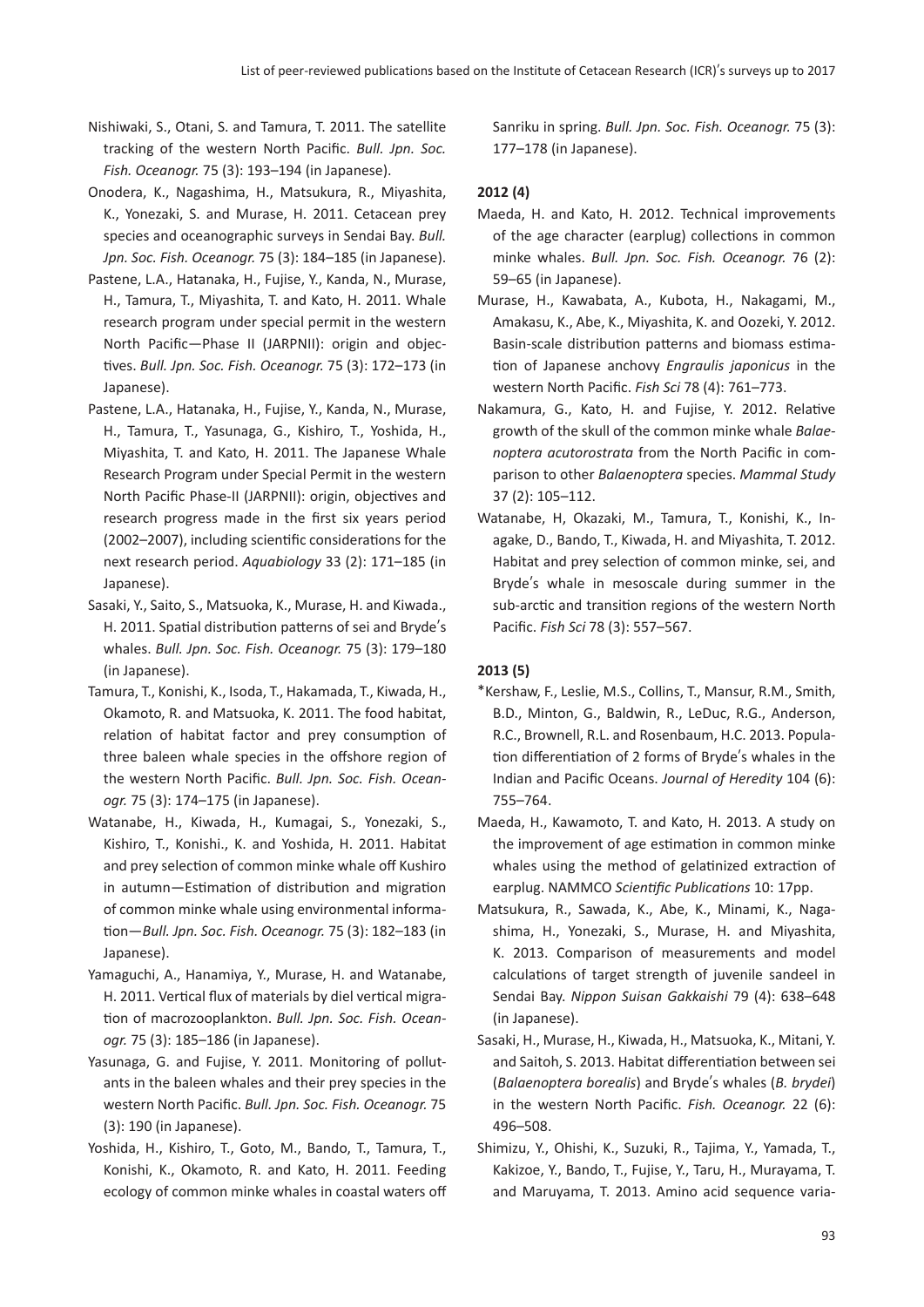Nishiwaki, S., Otani, S. and Tamura, T. 2011. The satellite tracking of the western North Pacific. *Bull. Jpn. Soc. Fish. Oceanogr.* 75 (3): 193–194 (in Japanese).

Onodera, K., Nagashima, H., Matsukura, R., Miyashita, K., Yonezaki, S. and Murase, H. 2011. Cetacean prey species and oceanographic surveys in Sendai Bay. *Bull. Jpn. Soc. Fish. Oceanogr.* 75 (3): 184–185 (in Japanese).

Pastene, L.A., Hatanaka, H., Fujise, Y., Kanda, N., Murase, H., Tamura, T., Miyashita, T. and Kato, H. 2011. Whale research program under special permit in the western North Pacific—Phase II (JARPNII): origin and objectives. *Bull. Jpn. Soc. Fish. Oceanogr.* 75 (3): 172–173 (in Japanese).

Pastene, L.A., Hatanaka, H., Fujise, Y., Kanda, N., Murase, H., Tamura, T., Yasunaga, G., Kishiro, T., Yoshida, H., Miyashita, T. and Kato, H. 2011. The Japanese Whale Research Program under Special Permit in the western North Pacific Phase-II (JARPNII): origin, objectives and research progress made in the first six years period (2002–2007), including scientific considerations for the next research period. *Aquabiology* 33 (2): 171–185 (in Japanese).

Sasaki, Y., Saito, S., Matsuoka, K., Murase, H. and Kiwada., H. 2011. Spatial distribution patterns of sei and Bryde's whales. *Bull. Jpn. Soc. Fish. Oceanogr.* 75 (3): 179–180 (in Japanese).

Tamura, T., Konishi, K., Isoda, T., Hakamada, T., Kiwada, H., Okamoto, R. and Matsuoka, K. 2011. The food habitat, relation of habitat factor and prey consumption of three baleen whale species in the offshore region of the western North Pacific. *Bull. Jpn. Soc. Fish. Oceanogr.* 75 (3): 174–175 (in Japanese).

Watanabe, H., Kiwada, H., Kumagai, S., Yonezaki, S., Kishiro, T., Konishi., K. and Yoshida, H. 2011. Habitat and prey selection of common minke whale off Kushiro in autumn—Estimation of distribution and migration of common minke whale using environmental information—*Bull. Jpn. Soc. Fish. Oceanogr.* 75 (3): 182–183 (in Japanese).

Yamaguchi, A., Hanamiya, Y., Murase, H. and Watanabe, H. 2011. Vertical flux of materials by diel vertical migration of macrozooplankton. *Bull. Jpn. Soc. Fish. Oceanogr.* 75 (3): 185–186 (in Japanese).

Yasunaga, G. and Fujise, Y. 2011. Monitoring of pollutants in the baleen whales and their prey species in the western North Pacific. *Bull. Jpn. Soc. Fish. Oceanogr.* 75 (3): 190 (in Japanese).

Yoshida, H., Kishiro, T., Goto, M., Bando, T., Tamura, T., Konishi, K., Okamoto, R. and Kato, H. 2011. Feeding ecology of common minke whales in coastal waters off Sanriku in spring. *Bull. Jpn. Soc. Fish. Oceanogr.* 75 (3): 177–178 (in Japanese).

**2012 (4)**

Maeda, H. and Kato, H. 2012. Technical improvements of the age character (earplug) collections in common minke whales. *Bull. Jpn. Soc. Fish. Oceanogr.* 76 (2): 59–65 (in Japanese).

Murase, H., Kawabata, A., Kubota, H., Nakagami, M., Amakasu, K., Abe, K., Miyashita, K. and Oozeki, Y. 2012. Basin-scale distribution patterns and biomass estimation of Japanese anchovy *Engraulis japonicus* in the western North Pacific. *Fish Sci* 78 (4): 761–773.

Nakamura, G., Kato, H. and Fujise, Y. 2012. Relative growth of the skull of the common minke whale *Balaenoptera acutorostrata* from the North Pacific in comparison to other *Balaenoptera* species. *Mammal Study* 37 (2): 105–112.

Watanabe, H, Okazaki, M., Tamura, T., Konishi, K., Inagake, D., Bando, T., Kiwada, H. and Miyashita, T. 2012. Habitat and prey selection of common minke, sei, and Bryde's whale in mesoscale during summer in the sub-arctic and transition regions of the western North Pacific. *Fish Sci* 78 (3): 557–567.

**2013 (5)**

*Kershaw, F., Leslie, M.S., Collins, T., Mansur, R.M., Smith, B.D., Minton, G., Baldwin, R., LeDuc, R.G., Anderson, R.C., Brownell, R.L. and Rosenbaum, H.C. 2013. Population differentiation of 2 forms of Bryde's whales in the Indian and Pacific Oceans. *Journal of Heredity* 104 (6): 755–764.

Maeda, H., Kawamoto, T. and Kato, H. 2013. A study on the improvement of age estimation in common minke whales using the method of gelatinized extraction of earplug. NAMMCO *Scientific Publications* 10: 17pp.

Matsukura, R., Sawada, K., Abe, K., Minami, K., Nagashima, H., Yonezaki, S., Murase, H. and Miyashita, K. 2013. Comparison of measurements and model calculations of target strength of juvenile sandeel in Sendai Bay. *Nippon Suisan Gakkaishi* 79 (4): 638–648 (in Japanese).

Sasaki, H., Murase, H., Kiwada, H., Matsuoka, K., Mitani, Y. and Saitoh, S. 2013. Habitat differentiation between sei (*Balaenoptera borealis*) and Bryde's whales (*B. brydei*) in the western North Pacific. *Fish. Oceanogr.* 22 (6): 496–508.

Shimizu, Y., Ohishi, K., Suzuki, R., Tajima, Y., Yamada, T., Kakizoe, Y., Bando, T., Fujise, Y., Taru, H., Murayama, T. and Maruyama, T. 2013. Amino acid sequence varia-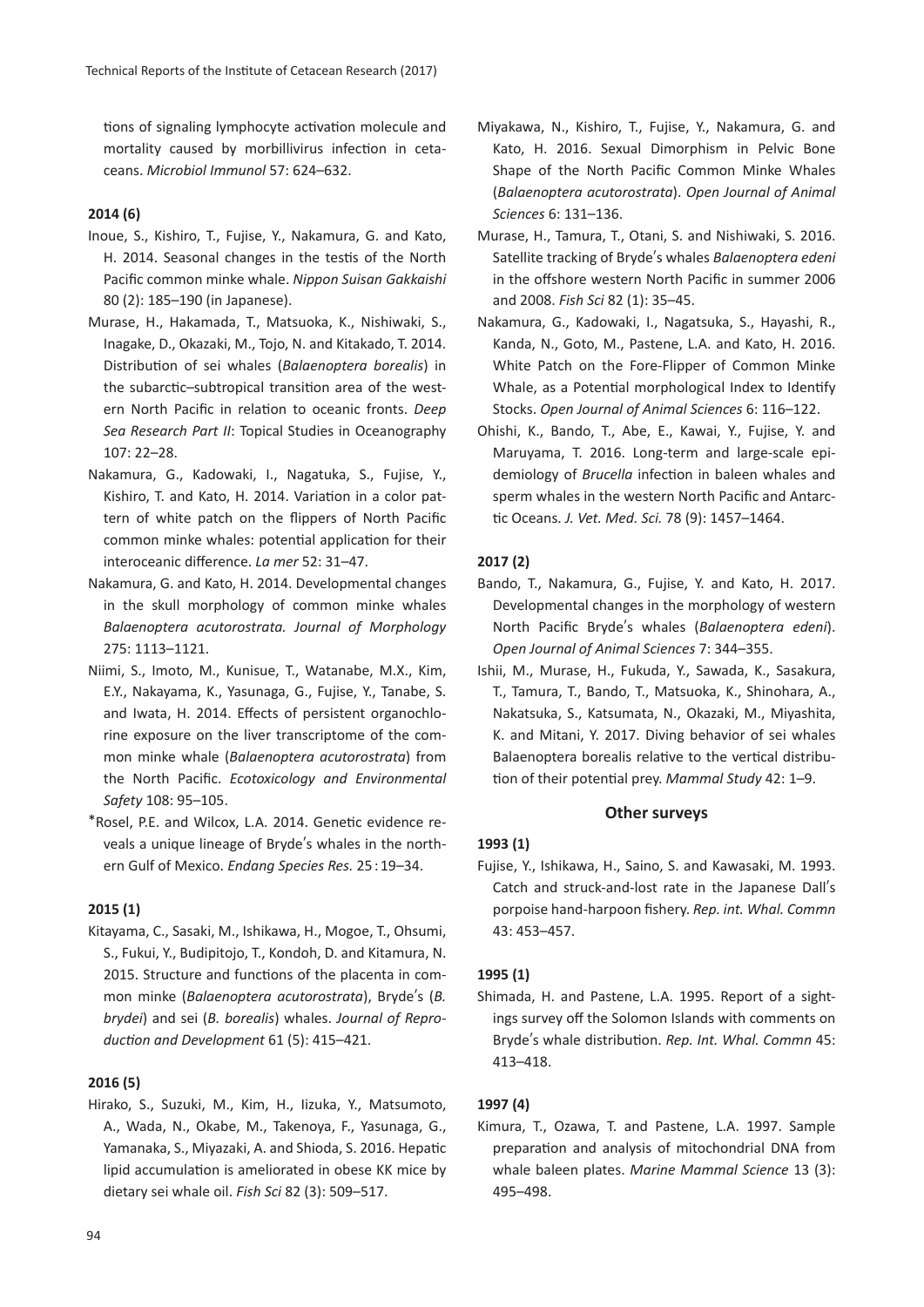tions of signaling lymphocyte activation molecule and mortality caused by morbillivirus infection in cetaceans. *Microbiol Immunol* 57: 624–632.

**2014 (6)**

Inoue, S., Kishiro, T., Fujise, Y., Nakamura, G. and Kato, H. 2014. Seasonal changes in the testis of the North Pacific common minke whale. *Nippon Suisan Gakkaishi* 80 (2): 185–190 (in Japanese).

Murase, H., Hakamada, T., Matsuoka, K., Nishiwaki, S., Inagake, D., Okazaki, M., Tojo, N. and Kitakado, T. 2014. Distribution of sei whales (*Balaenoptera borealis*) in the subarctic–subtropical transition area of the western North Pacific in relation to oceanic fronts. *Deep Sea Research Part II*: Topical Studies in Oceanography 107: 22–28.

Nakamura, G., Kadowaki, I., Nagatuka, S., Fujise, Y., Kishiro, T. and Kato, H. 2014. Variation in a color pattern of white patch on the flippers of North Pacific common minke whales: potential application for their interoceanic difference. *La mer* 52: 31–47.

Nakamura, G. and Kato, H. 2014. Developmental changes in the skull morphology of common minke whales *Balaenoptera acutorostrata. Journal of Morphology* 275: 1113–1121.

Niimi, S., Imoto, M., Kunisue, T., Watanabe, M.X., Kim, E.Y., Nakayama, K., Yasunaga, G., Fujise, Y., Tanabe, S. and Iwata, H. 2014. Effects of persistent organochlorine exposure on the liver transcriptome of the common minke whale (*Balaenoptera acutorostrata*) from the North Pacific. *Ecotoxicology and Environmental Safety* 108: 95–105.

*Rosel, P.E. and Wilcox, L.A. 2014. Genetic evidence reveals a unique lineage of Bryde′s whales in the northern Gulf of Mexico. *Endang Species Res.* 25 : 19–34.

**2015 (1)**

Kitayama, C., Sasaki, M., Ishikawa, H., Mogoe, T., Ohsumi, S., Fukui, Y., Budipitojo, T., Kondoh, D. and Kitamura, N. 2015. Structure and functions of the placenta in common minke (*Balaenoptera acutorostrata*), Bryde′s (*B. brydei*) and sei (*B. borealis*) whales. *Journal of Reproduction and Development* 61 (5): 415–421.

**2016 (5)**

Hirako, S., Suzuki, M., Kim, H., Iizuka, Y., Matsumoto, A., Wada, N., Okabe, M., Takenoya, F., Yasunaga, G., Yamanaka, S., Miyazaki, A. and Shioda, S. 2016. Hepatic lipid accumulation is ameliorated in obese KK mice by dietary sei whale oil. *Fish Sci* 82 (3): 509–517.

Miyakawa, N., Kishiro, T., Fujise, Y., Nakamura, G. and Kato, H. 2016. Sexual Dimorphism in Pelvic Bone Shape of the North Pacific Common Minke Whales (*Balaenoptera acutorostrata*). *Open Journal of Animal Sciences* 6: 131–136.

Murase, H., Tamura, T., Otani, S. and Nishiwaki, S. 2016. Satellite tracking of Bryde′s whales *Balaenoptera edeni* in the offshore western North Pacific in summer 2006 and 2008. *Fish Sci* 82 (1): 35–45.

Nakamura, G., Kadowaki, I., Nagatsuka, S., Hayashi, R., Kanda, N., Goto, M., Pastene, L.A. and Kato, H. 2016. White Patch on the Fore-Flipper of Common Minke Whale, as a Potential morphological Index to Identify Stocks. *Open Journal of Animal Sciences* 6: 116–122.

Ohishi, K., Bando, T., Abe, E., Kawai, Y., Fujise, Y. and Maruyama, T. 2016. Long-term and large-scale epidemiology of *Brucella* infection in baleen whales and sperm whales in the western North Pacific and Antarctic Oceans. *J. Vet. Med. Sci.* 78 (9): 1457–1464.

**2017 (2)**

Bando, T., Nakamura, G., Fujise, Y. and Kato, H. 2017. Developmental changes in the morphology of western North Pacific Bryde′s whales (*Balaenoptera edeni*). *Open Journal of Animal Sciences* 7: 344–355.

Ishii, M., Murase, H., Fukuda, Y., Sawada, K., Sasakura, T., Tamura, T., Bando, T., Matsuoka, K., Shinohara, A., Nakatsuka, S., Katsumata, N., Okazaki, M., Miyashita, K. and Mitani, Y. 2017. Diving behavior of sei whales Balaenoptera borealis relative to the vertical distribution of their potential prey. *Mammal Study* 42: 1–9.

### Other surveys

**1993 (1)**

Fujise, Y., Ishikawa, H., Saino, S. and Kawasaki, M. 1993. Catch and struck-and-lost rate in the Japanese Dall′s porpoise hand-harpoon fishery. *Rep. int. Whal. Commn* 43: 453–457.

**1995 (1)**

Shimada, H. and Pastene, L.A. 1995. Report of a sightings survey off the Solomon Islands with comments on Bryde′s whale distribution. *Rep. Int. Whal. Commn* 45: 413–418.

**1997 (4)**

Kimura, T., Ozawa, T. and Pastene, L.A. 1997. Sample preparation and analysis of mitochondrial DNA from whale baleen plates. *Marine Mammal Science* 13 (3): 495–498.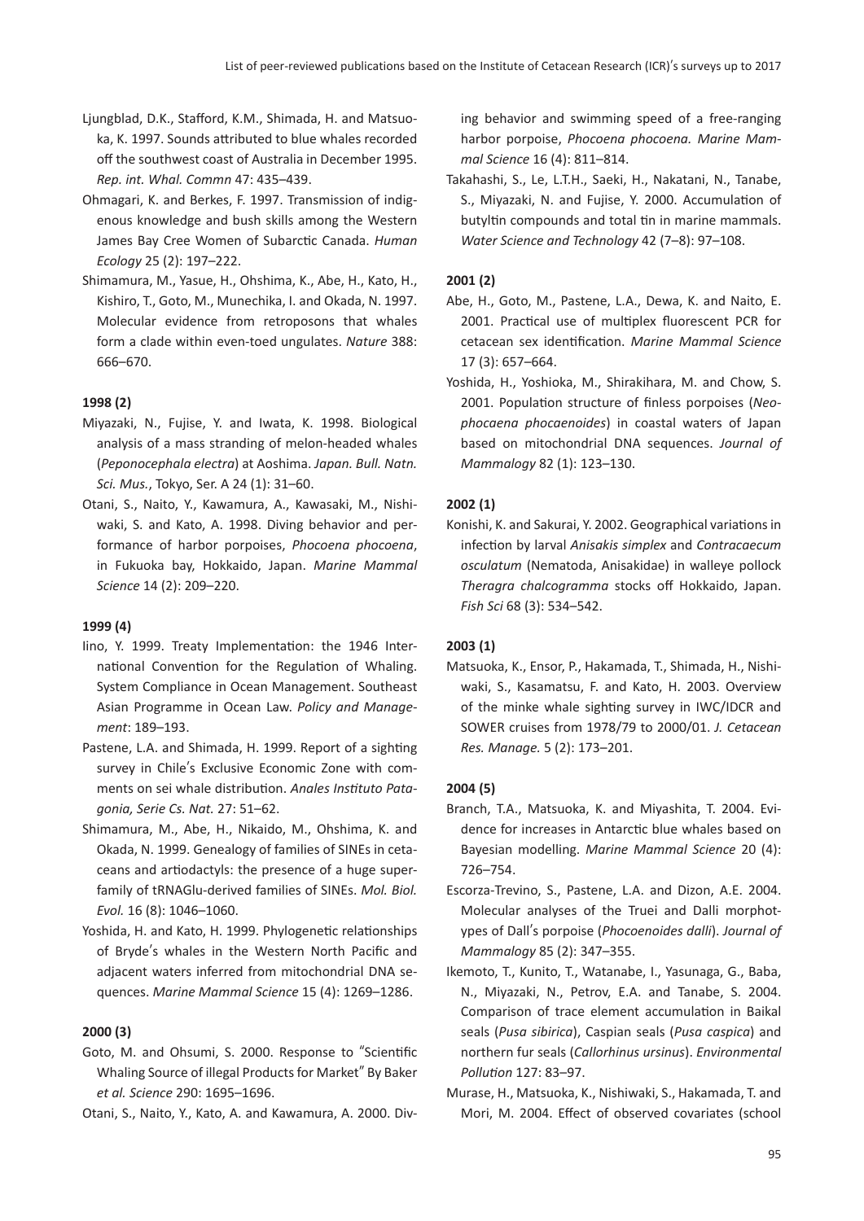Ljungblad, D.K., Stafford, K.M., Shimada, H. and Matsuoka, K. 1997. Sounds attributed to blue whales recorded off the southwest coast of Australia in December 1995. *Rep. int. Whal. Commn* 47: 435–439.

Ohmagari, K. and Berkes, F. 1997. Transmission of indigenous knowledge and bush skills among the Western James Bay Cree Women of Subarctic Canada. *Human Ecology* 25 (2): 197–222.

Shimamura, M., Yasue, H., Ohshima, K., Abe, H., Kato, H., Kishiro, T., Goto, M., Munechika, I. and Okada, N. 1997. Molecular evidence from retroposons that whales form a clade within even-toed ungulates. *Nature* 388: 666–670.

**1998 (2)**

Miyazaki, N., Fujise, Y. and Iwata, K. 1998. Biological analysis of a mass stranding of melon-headed whales (*Peponocephala electra*) at Aoshima. *Japan. Bull. Natn. Sci. Mus.*, Tokyo, Ser. A 24 (1): 31–60.

Otani, S., Naito, Y., Kawamura, A., Kawasaki, M., Nishiwaki, S. and Kato, A. 1998. Diving behavior and performance of harbor porpoises, *Phocoena phocoena*, in Fukuoka bay, Hokkaido, Japan. *Marine Mammal Science* 14 (2): 209–220.

**1999 (4)**

Iino, Y. 1999. Treaty Implementation: the 1946 International Convention for the Regulation of Whaling. System Compliance in Ocean Management. Southeast Asian Programme in Ocean Law. *Policy and Management*: 189–193.

Pastene, L.A. and Shimada, H. 1999. Report of a sighting survey in Chile′s Exclusive Economic Zone with comments on sei whale distribution. *Anales Instituto Patagonia, Serie Cs. Nat.* 27: 51–62.

Shimamura, M., Abe, H., Nikaido, M., Ohshima, K. and Okada, N. 1999. Genealogy of families of SINEs in cetaceans and artiodactyls: the presence of a huge superfamily of tRNAGlu-derived families of SINEs. *Mol. Biol. Evol.* 16 (8): 1046–1060.

Yoshida, H. and Kato, H. 1999. Phylogenetic relationships of Bryde′s whales in the Western North Pacific and adjacent waters inferred from mitochondrial DNA sequences. *Marine Mammal Science* 15 (4): 1269–1286.

**2000 (3)**

Goto, M. and Ohsumi, S. 2000. Response to "Scientific Whaling Source of illegal Products for Market" By Baker *et al. Science* 290: 1695–1696.

Otani, S., Naito, Y., Kato, A. and Kawamura, A. 2000. Diving behavior and swimming speed of a free-ranging harbor porpoise, *Phocoena phocoena. Marine Mammal Science* 16 (4): 811–814.

Takahashi, S., Le, L.T.H., Saeki, H., Nakatani, N., Tanabe, S., Miyazaki, N. and Fujise, Y. 2000. Accumulation of butyltin compounds and total tin in marine mammals. *Water Science and Technology* 42 (7–8): 97–108.

**2001 (2)**

Abe, H., Goto, M., Pastene, L.A., Dewa, K. and Naito, E. 2001. Practical use of multiplex fluorescent PCR for cetacean sex identification. *Marine Mammal Science* 17 (3): 657–664.

Yoshida, H., Yoshioka, M., Shirakihara, M. and Chow, S. 2001. Population structure of finless porpoises (*Neophocaena phocaenoides*) in coastal waters of Japan based on mitochondrial DNA sequences. *Journal of Mammalogy* 82 (1): 123–130.

**2002 (1)**

Konishi, K. and Sakurai, Y. 2002. Geographical variations in infection by larval *Anisakis simplex* and *Contracaecum osculatum* (Nematoda, Anisakidae) in walleye pollock *Theragra chalcogramma* stocks off Hokkaido, Japan. *Fish Sci* 68 (3): 534–542.

**2003 (1)**

Matsuoka, K., Ensor, P., Hakamada, T., Shimada, H., Nishiwaki, S., Kasamatsu, F. and Kato, H. 2003. Overview of the minke whale sighting survey in IWC/IDCR and SOWER cruises from 1978/79 to 2000/01. *J. Cetacean Res. Manage.* 5 (2): 173–201.

**2004 (5)**

Branch, T.A., Matsuoka, K. and Miyashita, T. 2004. Evidence for increases in Antarctic blue whales based on Bayesian modelling. *Marine Mammal Science* 20 (4): 726–754.

Escorza-Trevino, S., Pastene, L.A. and Dizon, A.E. 2004. Molecular analyses of the Truei and Dalli morphotypes of Dall′s porpoise (*Phocoenoides dalli*). *Journal of Mammalogy* 85 (2): 347–355.

Ikemoto, T., Kunito, T., Watanabe, I., Yasunaga, G., Baba, N., Miyazaki, N., Petrov, E.A. and Tanabe, S. 2004. Comparison of trace element accumulation in Baikal seals (*Pusa sibirica*), Caspian seals (*Pusa caspica*) and northern fur seals (*Callorhinus ursinus*). *Environmental Pollution* 127: 83–97.

Murase, H., Matsuoka, K., Nishiwaki, S., Hakamada, T. and Mori, M. 2004. Effect of observed covariates (school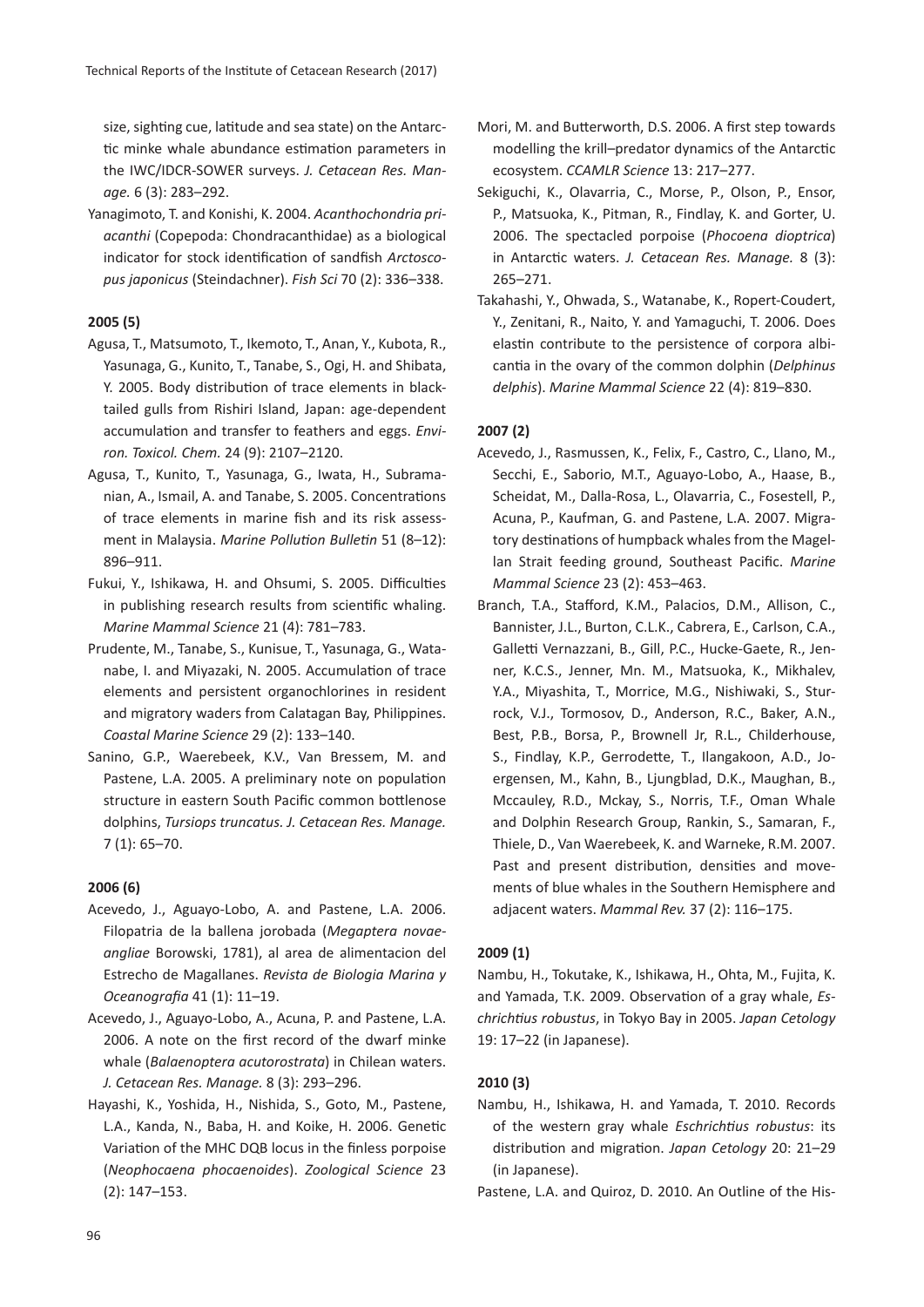size, sighting cue, latitude and sea state) on the Antarctic minke whale abundance estimation parameters in the IWC/IDCR-SOWER surveys. *J. Cetacean Res. Manage.* 6 (3): 283–292.

Yanagimoto, T. and Konishi, K. 2004. *Acanthochondria priacanthi* (Copepoda: Chondracanthidae) as a biological indicator for stock identification of sandfish *Arctoscopus japonicus* (Steindachner). *Fish Sci* 70 (2): 336–338.

**2005 (5)**

Agusa, T., Matsumoto, T., Ikemoto, T., Anan, Y., Kubota, R., Yasunaga, G., Kunito, T., Tanabe, S., Ogi, H. and Shibata, Y. 2005. Body distribution of trace elements in black-tailed gulls from Rishiri Island, Japan: age-dependent accumulation and transfer to feathers and eggs. *Environ. Toxicol. Chem.* 24 (9): 2107–2120.

Agusa, T., Kunito, T., Yasunaga, G., Iwata, H., Subramanian, A., Ismail, A. and Tanabe, S. 2005. Concentrations of trace elements in marine fish and its risk assessment in Malaysia. *Marine Pollution Bulletin* 51 (8–12): 896–911.

Fukui, Y., Ishikawa, H. and Ohsumi, S. 2005. Difficulties in publishing research results from scientific whaling. *Marine Mammal Science* 21 (4): 781–783.

Prudente, M., Tanabe, S., Kunisue, T., Yasunaga, G., Watanabe, I. and Miyazaki, N. 2005. Accumulation of trace elements and persistent organochlorines in resident and migratory waders from Calatagan Bay, Philippines. *Coastal Marine Science* 29 (2): 133–140.

Sanino, G.P., Waerebeek, K.V., Van Bressem, M. and Pastene, L.A. 2005. A preliminary note on population structure in eastern South Pacific common bottlenose dolphins, *Tursiops truncatus. J. Cetacean Res. Manage.* 7 (1): 65–70.

**2006 (6)**

Acevedo, J., Aguayo-Lobo, A. and Pastene, L.A. 2006. Filopatria de la ballena jorobada (*Megaptera novaeangliae* Borowski, 1781), al area de alimentacion del Estrecho de Magallanes. *Revista de Biologia Marina y Oceanografia* 41 (1): 11–19.

Acevedo, J., Aguayo-Lobo, A., Acuna, P. and Pastene, L.A. 2006. A note on the first record of the dwarf minke whale (*Balaenoptera acutorostrata*) in Chilean waters. *J. Cetacean Res. Manage.* 8 (3): 293–296.

Hayashi, K., Yoshida, H., Nishida, S., Goto, M., Pastene, L.A., Kanda, N., Baba, H. and Koike, H. 2006. Genetic Variation of the MHC DQB locus in the finless porpoise (*Neophocaena phocaenoides*). *Zoological Science* 23 (2): 147–153.

Mori, M. and Butterworth, D.S. 2006. A first step towards modelling the krill–predator dynamics of the Antarctic ecosystem. *CCAMLR Science* 13: 217–277.

Sekiguchi, K., Olavarria, C., Morse, P., Olson, P., Ensor, P., Matsuoka, K., Pitman, R., Findlay, K. and Gorter, U. 2006. The spectacled porpoise (*Phocoena dioptrica*) in Antarctic waters. *J. Cetacean Res. Manage.* 8 (3): 265–271.

Takahashi, Y., Ohwada, S., Watanabe, K., Ropert-Coudert, Y., Zenitani, R., Naito, Y. and Yamaguchi, T. 2006. Does elastin contribute to the persistence of corpora albicantia in the ovary of the common dolphin (*Delphinus delphis*). *Marine Mammal Science* 22 (4): 819–830.

**2007 (2)**

Acevedo, J., Rasmussen, K., Felix, F., Castro, C., Llano, M., Secchi, E., Saborio, M.T., Aguayo-Lobo, A., Haase, B., Scheidat, M., Dalla-Rosa, L., Olavarria, C., Fosestell, P., Acuna, P., Kaufman, G. and Pastene, L.A. 2007. Migratory destinations of humpback whales from the Magellan Strait feeding ground, Southeast Pacific. *Marine Mammal Science* 23 (2): 453–463.

Branch, T.A., Stafford, K.M., Palacios, D.M., Allison, C., Bannister, J.L., Burton, C.L.K., Cabrera, E., Carlson, C.A., Galletti Vernazzani, B., Gill, P.C., Hucke-Gaete, R., Jenner, K.C.S., Jenner, Mn. M., Matsuoka, K., Mikhalev, Y.A., Miyashita, T., Morrice, M.G., Nishiwaki, S., Sturrock, V.J., Tormosov, D., Anderson, R.C., Baker, A.N., Best, P.B., Borsa, P., Brownell Jr, R.L., Childerhouse, S., Findlay, K.P., Gerrodette, T., Ilangakoon, A.D., Joergensen, M., Kahn, B., Ljungblad, D.K., Maughan, B., Mccauley, R.D., Mckay, S., Norris, T.F., Oman Whale and Dolphin Research Group, Rankin, S., Samaran, F., Thiele, D., Van Waerebeek, K. and Warneke, R.M. 2007. Past and present distribution, densities and movements of blue whales in the Southern Hemisphere and adjacent waters. *Mammal Rev.* 37 (2): 116–175.

**2009 (1)**

Nambu, H., Tokutake, K., Ishikawa, H., Ohta, M., Fujita, K. and Yamada, T.K. 2009. Observation of a gray whale, *Eschrichtius robustus*, in Tokyo Bay in 2005. *Japan Cetology* 19: 17–22 (in Japanese).

**2010 (3)**

Nambu, H., Ishikawa, H. and Yamada, T. 2010. Records of the western gray whale *Eschrichtius robustus*: its distribution and migration. *Japan Cetology* 20: 21–29 (in Japanese).

Pastene, L.A. and Quiroz, D. 2010. An Outline of the His-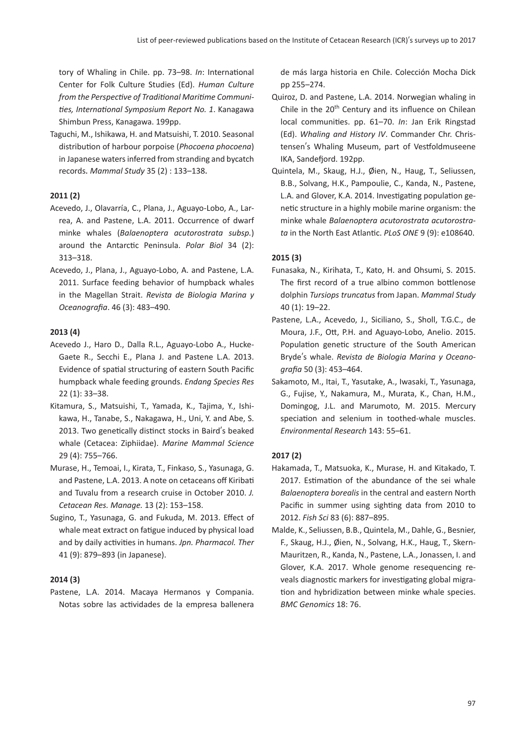tory of Whaling in Chile. pp. 73–98. *In*: International Center for Folk Culture Studies (Ed). *Human Culture from the Perspective of Traditional Maritime Communities, International Symposium Report No. 1*. Kanagawa Shimbun Press, Kanagawa. 199pp.

Taguchi, M., Ishikawa, H. and Matsuishi, T. 2010. Seasonal distribution of harbour porpoise (*Phocoena phocoena*) in Japanese waters inferred from stranding and bycatch records. *Mammal Study* 35 (2) : 133–138.

**2011 (2)**

Acevedo, J., Olavarría, C., Plana, J., Aguayo-Lobo, A., Larrea, A. and Pastene, L.A. 2011. Occurrence of dwarf minke whales (*Balaenoptera acutorostrata subsp.*) around the Antarctic Peninsula. *Polar Biol* 34 (2): 313–318.

Acevedo, J., Plana, J., Aguayo-Lobo, A. and Pastene, L.A. 2011. Surface feeding behavior of humpback whales in the Magellan Strait. *Revista de Biologia Marina y Oceanografia*. 46 (3): 483–490.

**2013 (4)**

Acevedo J., Haro D., Dalla R.L., Aguayo-Lobo A., Hucke-Gaete R., Secchi E., Plana J. and Pastene L.A. 2013. Evidence of spatial structuring of eastern South Pacific humpback whale feeding grounds. *Endang Species Res* 22 (1): 33–38.

Kitamura, S., Matsuishi, T., Yamada, K., Tajima, Y., Ishikawa, H., Tanabe, S., Nakagawa, H., Uni, Y. and Abe, S. 2013. Two genetically distinct stocks in Baird's beaked whale (Cetacea: Ziphiidae). *Marine Mammal Science* 29 (4): 755–766.

Murase, H., Temoai, I., Kirata, T., Finkaso, S., Yasunaga, G. and Pastene, L.A. 2013. A note on cetaceans off Kiribati and Tuvalu from a research cruise in October 2010. *J. Cetacean Res. Manage.* 13 (2): 153–158.

Sugino, T., Yasunaga, G. and Fukuda, M. 2013. Effect of whale meat extract on fatigue induced by physical load and by daily activities in humans. *Jpn. Pharmacol. Ther* 41 (9): 879–893 (in Japanese).

**2014 (3)**

Pastene, L.A. 2014. Macaya Hermanos y Compania. Notas sobre las actividades de la empresa ballenera de más larga historia en Chile. Colección Mocha Dick pp 255–274.

Quiroz, D. and Pastene, L.A. 2014. Norwegian whaling in Chile in the 20$^{th}$ Century and its influence on Chilean local communities. pp. 61–70. *In*: Jan Erik Ringstad (Ed). *Whaling and History IV*. Commander Chr. Christensen's Whaling Museum, part of Vestfoldmuseene IKA, Sandefjord. 192pp.

Quintela, M., Skaug, H.J., Øien, N., Haug, T., Seliussen, B.B., Solvang, H.K., Pampoulie, C., Kanda, N., Pastene, L.A. and Glover, K.A. 2014. Investigating population genetic structure in a highly mobile marine organism: the minke whale *Balaenoptera acutorostrata acutorostrata* in the North East Atlantic. *PLoS ONE* 9 (9): e108640.

**2015 (3)**

Funasaka, N., Kirihata, T., Kato, H. and Ohsumi, S. 2015. The first record of a true albino common bottlenose dolphin *Tursiops truncatus* from Japan. *Mammal Study* 40 (1): 19–22.

Pastene, L.A., Acevedo, J., Siciliano, S., Sholl, T.G.C., de Moura, J.F., Ott, P.H. and Aguayo-Lobo, Anelio. 2015. Population genetic structure of the South American Bryde's whale. *Revista de Biologia Marina y Oceanografia* 50 (3): 453–464.

Sakamoto, M., Itai, T., Yasutake, A., Iwasaki, T., Yasunaga, G., Fujise, Y., Nakamura, M., Murata, K., Chan, H.M., Domingog, J.L. and Marumoto, M. 2015. Mercury speciation and selenium in toothed-whale muscles. *Environmental Research* 143: 55–61.

**2017 (2)**

Hakamada, T., Matsuoka, K., Murase, H. and Kitakado, T. 2017. Estimation of the abundance of the sei whale *Balaenoptera borealis* in the central and eastern North Pacific in summer using sighting data from 2010 to 2012. *Fish Sci* 83 (6): 887–895.

Malde, K., Seliussen, B.B., Quintela, M., Dahle, G., Besnier, F., Skaug, H.J., Øien, N., Solvang, H.K., Haug, T., Skern-Mauritzen, R., Kanda, N., Pastene, L.A., Jonassen, I. and Glover, K.A. 2017. Whole genome resequencing reveals diagnostic markers for investigating global migration and hybridization between minke whale species. *BMC Genomics* 18: 76.